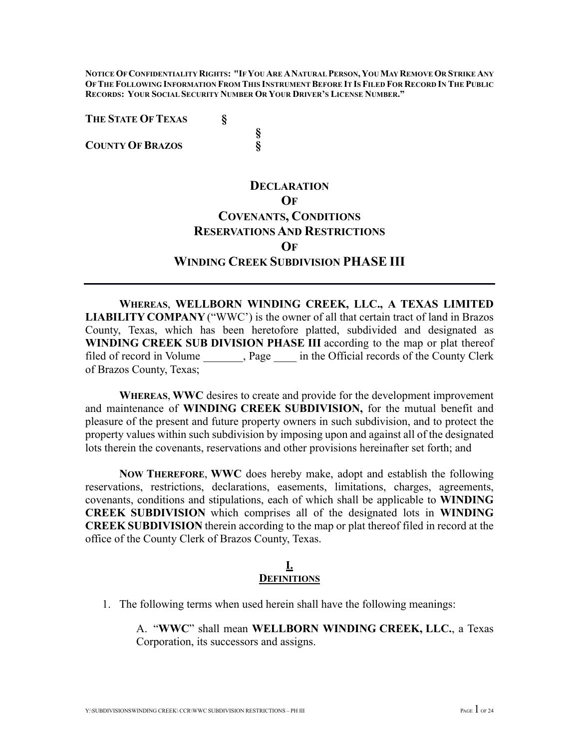**NOTICE OF CONFIDENTIALITY RIGHTS: "IF YOU ARE A NATURAL PERSON, YOU MAY REMOVE OR STRIKE ANY OF THE FOLLOWING INFORMATION FROM THIS INSTRUMENT BEFORE IT IS FILED FOR RECORD IN THE PUBLIC RECORDS: YOUR SOCIAL SECURITY NUMBER OR YOUR DRIVER'S LICENSE NUMBER."**

**THE STATE OF TEXAS** §
§
**COUNTY OF BRAZOS** §

# DECLARATION OF COVENANTS, CONDITIONS RESERVATIONS AND RESTRICTIONS OF WINDING CREEK SUBDIVISION PHASE III

---

**WHEREAS**, **WELLBORN WINDING CREEK, LLC., A TEXAS LIMITED LIABILITY COMPANY** ("WWC') is the owner of all that certain tract of land in Brazos County, Texas, which has been heretofore platted, subdivided and designated as **WINDING CREEK SUB DIVISION PHASE III** according to the map or plat thereof filed of record in Volume _______, Page ____ in the Official records of the County Clerk of Brazos County, Texas;

**WHEREAS**, **WWC** desires to create and provide for the development improvement and maintenance of **WINDING CREEK SUBDIVISION,** for the mutual benefit and pleasure of the present and future property owners in such subdivision, and to protect the property values within such subdivision by imposing upon and against all of the designated lots therein the covenants, reservations and other provisions hereinafter set forth; and

**NOW THEREFORE**, **WWC** does hereby make, adopt and establish the following reservations, restrictions, declarations, easements, limitations, charges, agreements, covenants, conditions and stipulations, each of which shall be applicable to **WINDING CREEK SUBDIVISION** which comprises all of the designated lots in **WINDING CREEK SUBDIVISION** therein according to the map or plat thereof filed in record at the office of the County Clerk of Brazos County, Texas.

## I. DEFINITIONS

1. The following terms when used herein shall have the following meanings:

   A. "**WWC**" shall mean **WELLBORN WINDING CREEK, LLC.**, a Texas Corporation, its successors and assigns.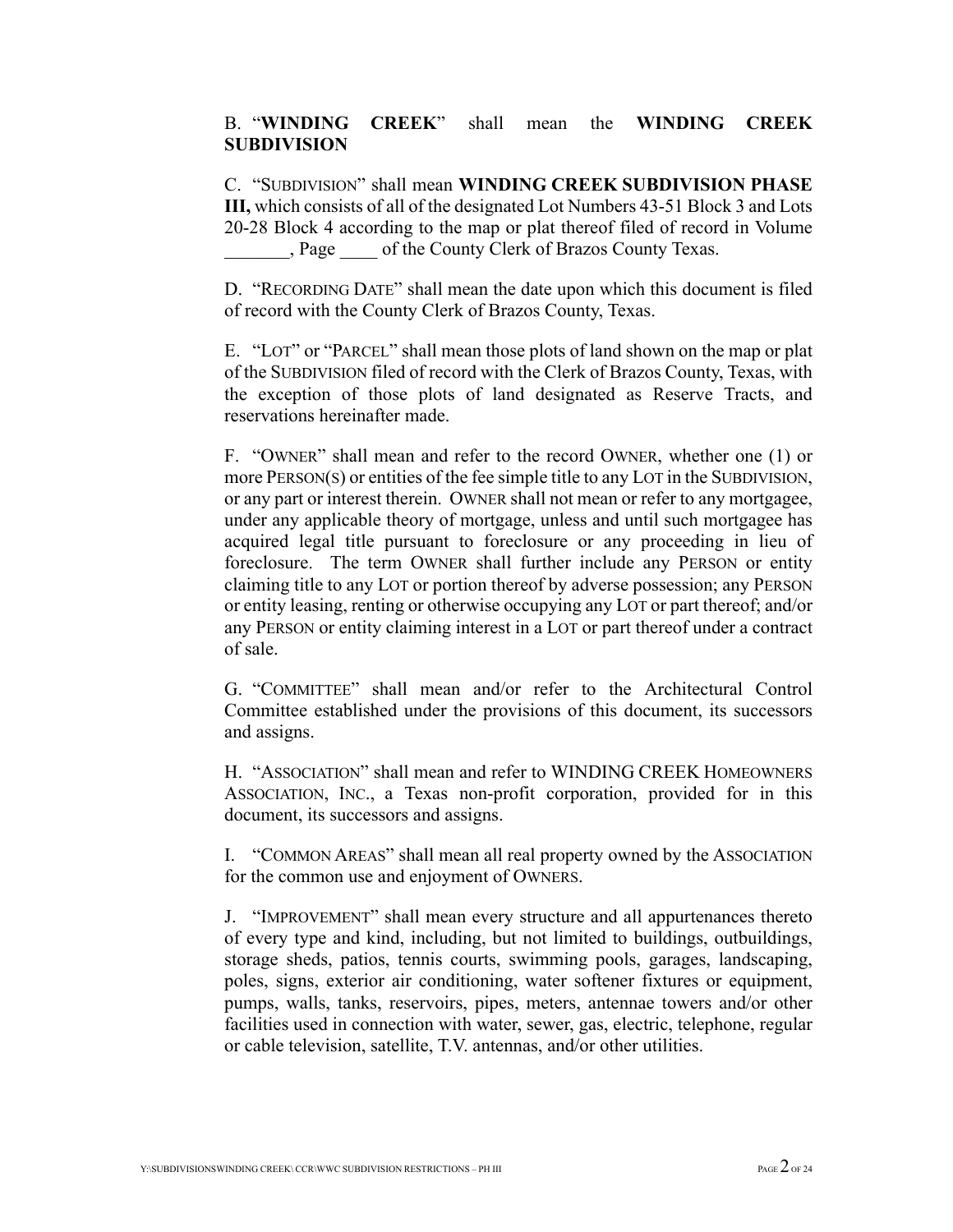B. "**WINDING CREEK**" shall mean the **WINDING CREEK SUBDIVISION**

C. "SUBDIVISION" shall mean **WINDING CREEK SUBDIVISION PHASE III,** which consists of all of the designated Lot Numbers 43-51 Block 3 and Lots 20-28 Block 4 according to the map or plat thereof filed of record in Volume _______, Page ____ of the County Clerk of Brazos County Texas.

D. "RECORDING DATE" shall mean the date upon which this document is filed of record with the County Clerk of Brazos County, Texas.

E. "LOT" or "PARCEL" shall mean those plots of land shown on the map or plat of the SUBDIVISION filed of record with the Clerk of Brazos County, Texas, with the exception of those plots of land designated as Reserve Tracts, and reservations hereinafter made.

F. "OWNER" shall mean and refer to the record OWNER, whether one (1) or more PERSON(S) or entities of the fee simple title to any LOT in the SUBDIVISION, or any part or interest therein. OWNER shall not mean or refer to any mortgagee, under any applicable theory of mortgage, unless and until such mortgagee has acquired legal title pursuant to foreclosure or any proceeding in lieu of foreclosure. The term OWNER shall further include any PERSON or entity claiming title to any LOT or portion thereof by adverse possession; any PERSON or entity leasing, renting or otherwise occupying any LOT or part thereof; and/or any PERSON or entity claiming interest in a LOT or part thereof under a contract of sale.

G. "COMMITTEE" shall mean and/or refer to the Architectural Control Committee established under the provisions of this document, its successors and assigns.

H. "ASSOCIATION" shall mean and refer to WINDING CREEK HOMEOWNERS ASSOCIATION, INC., a Texas non-profit corporation, provided for in this document, its successors and assigns.

I. "COMMON AREAS" shall mean all real property owned by the ASSOCIATION for the common use and enjoyment of OWNERS.

J. "IMPROVEMENT" shall mean every structure and all appurtenances thereto of every type and kind, including, but not limited to buildings, outbuildings, storage sheds, patios, tennis courts, swimming pools, garages, landscaping, poles, signs, exterior air conditioning, water softener fixtures or equipment, pumps, walls, tanks, reservoirs, pipes, meters, antennae towers and/or other facilities used in connection with water, sewer, gas, electric, telephone, regular or cable television, satellite, T.V. antennas, and/or other utilities.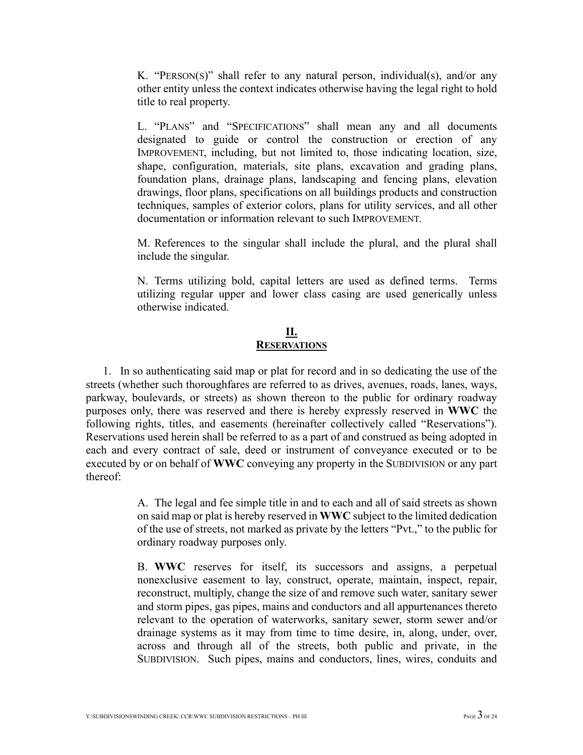K. "PERSON(S)" shall refer to any natural person, individual(s), and/or any other entity unless the context indicates otherwise having the legal right to hold title to real property.

L. "PLANS" and "SPECIFICATIONS" shall mean any and all documents designated to guide or control the construction or erection of any IMPROVEMENT, including, but not limited to, those indicating location, size, shape, configuration, materials, site plans, excavation and grading plans, foundation plans, drainage plans, landscaping and fencing plans, elevation drawings, floor plans, specifications on all buildings products and construction techniques, samples of exterior colors, plans for utility services, and all other documentation or information relevant to such IMPROVEMENT.

M. References to the singular shall include the plural, and the plural shall include the singular.

N. Terms utilizing bold, capital letters are used as defined terms. Terms utilizing regular upper and lower class casing are used generically unless otherwise indicated.

## II.
## RESERVATIONS

1. In so authenticating said map or plat for record and in so dedicating the use of the streets (whether such thoroughfares are referred to as drives, avenues, roads, lanes, ways, parkway, boulevards, or streets) as shown thereon to the public for ordinary roadway purposes only, there was reserved and there is hereby expressly reserved in **WWC** the following rights, titles, and easements (hereinafter collectively called "Reservations"). Reservations used herein shall be referred to as a part of and construed as being adopted in each and every contract of sale, deed or instrument of conveyance executed or to be executed by or on behalf of **WWC** conveying any property in the SUBDIVISION or any part thereof:

A. The legal and fee simple title in and to each and all of said streets as shown on said map or plat is hereby reserved in **WWC** subject to the limited dedication of the use of streets, not marked as private by the letters "Pvt.," to the public for ordinary roadway purposes only.

B. **WWC** reserves for itself, its successors and assigns, a perpetual nonexclusive easement to lay, construct, operate, maintain, inspect, repair, reconstruct, multiply, change the size of and remove such water, sanitary sewer and storm pipes, gas pipes, mains and conductors and all appurtenances thereto relevant to the operation of waterworks, sanitary sewer, storm sewer and/or drainage systems as it may from time to time desire, in, along, under, over, across and through all of the streets, both public and private, in the SUBDIVISION. Such pipes, mains and conductors, lines, wires, conduits and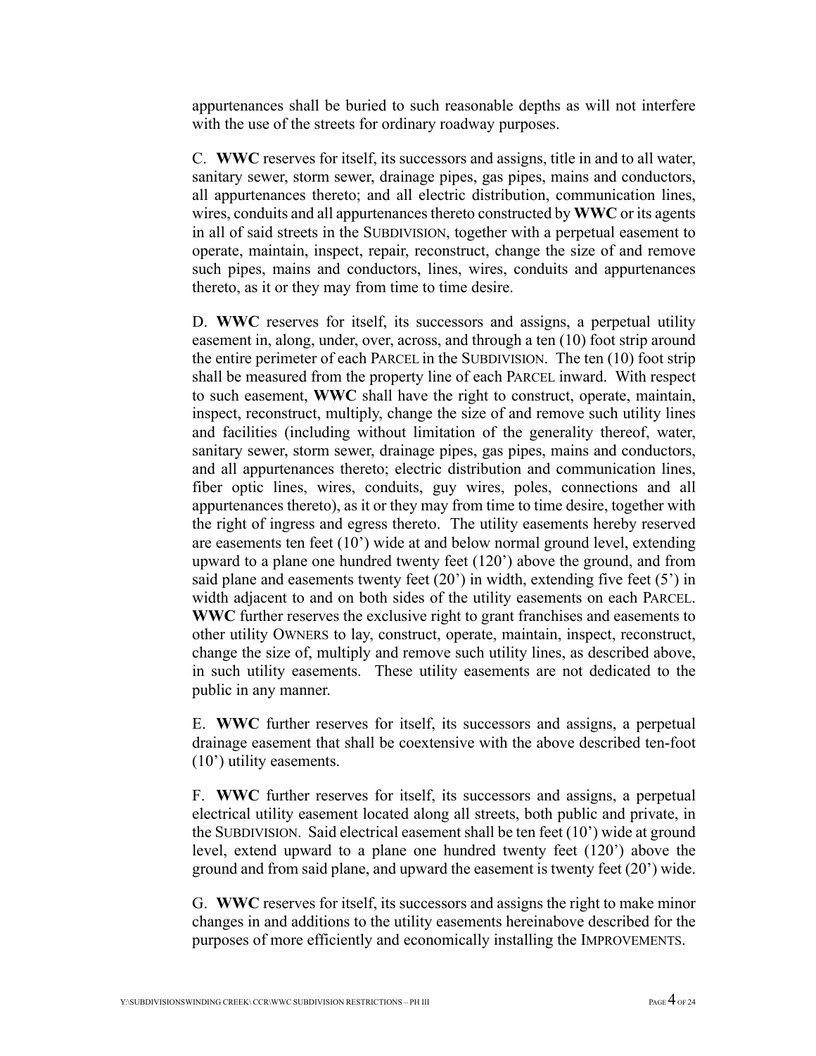appurtenances shall be buried to such reasonable depths as will not interfere with the use of the streets for ordinary roadway purposes.

C. **WWC** reserves for itself, its successors and assigns, title in and to all water, sanitary sewer, storm sewer, drainage pipes, gas pipes, mains and conductors, all appurtenances thereto; and all electric distribution, communication lines, wires, conduits and all appurtenances thereto constructed by **WWC** or its agents in all of said streets in the SUBDIVISION, together with a perpetual easement to operate, maintain, inspect, repair, reconstruct, change the size of and remove such pipes, mains and conductors, lines, wires, conduits and appurtenances thereto, as it or they may from time to time desire.

D. **WWC** reserves for itself, its successors and assigns, a perpetual utility easement in, along, under, over, across, and through a ten (10) foot strip around the entire perimeter of each PARCEL in the SUBDIVISION. The ten (10) foot strip shall be measured from the property line of each PARCEL inward. With respect to such easement, **WWC** shall have the right to construct, operate, maintain, inspect, reconstruct, multiply, change the size of and remove such utility lines and facilities (including without limitation of the generality thereof, water, sanitary sewer, storm sewer, drainage pipes, gas pipes, mains and conductors, and all appurtenances thereto; electric distribution and communication lines, fiber optic lines, wires, conduits, guy wires, poles, connections and all appurtenances thereto), as it or they may from time to time desire, together with the right of ingress and egress thereto. The utility easements hereby reserved are easements ten feet (10') wide at and below normal ground level, extending upward to a plane one hundred twenty feet (120') above the ground, and from said plane and easements twenty feet (20') in width, extending five feet (5') in width adjacent to and on both sides of the utility easements on each PARCEL. **WWC** further reserves the exclusive right to grant franchises and easements to other utility OWNERS to lay, construct, operate, maintain, inspect, reconstruct, change the size of, multiply and remove such utility lines, as described above, in such utility easements. These utility easements are not dedicated to the public in any manner.

E. **WWC** further reserves for itself, its successors and assigns, a perpetual drainage easement that shall be coextensive with the above described ten-foot (10') utility easements.

F. **WWC** further reserves for itself, its successors and assigns, a perpetual electrical utility easement located along all streets, both public and private, in the SUBDIVISION. Said electrical easement shall be ten feet (10') wide at ground level, extend upward to a plane one hundred twenty feet (120') above the ground and from said plane, and upward the easement is twenty feet (20') wide.

G. **WWC** reserves for itself, its successors and assigns the right to make minor changes in and additions to the utility easements hereinabove described for the purposes of more efficiently and economically installing the IMPROVEMENTS.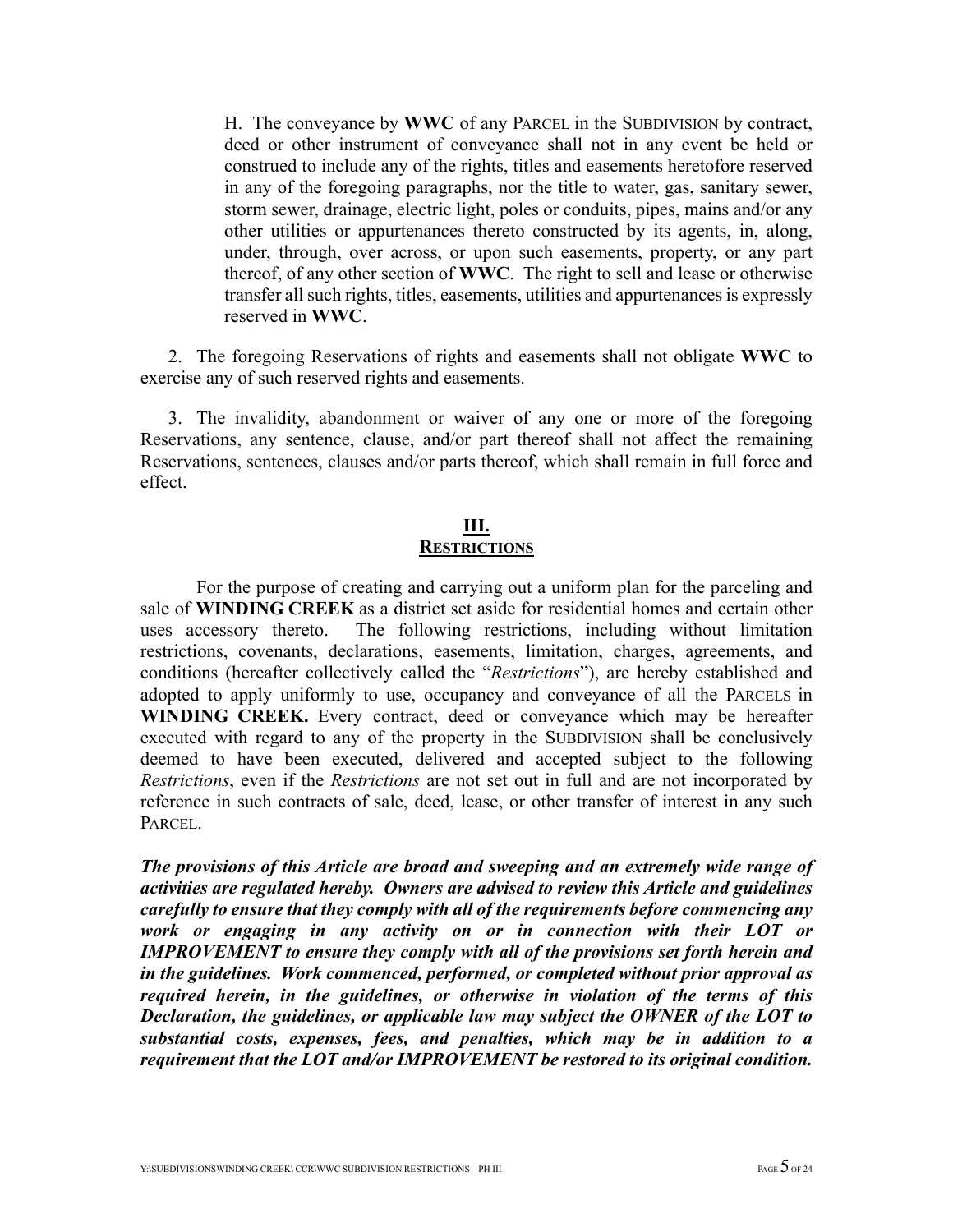H. The conveyance by **WWC** of any PARCEL in the SUBDIVISION by contract, deed or other instrument of conveyance shall not in any event be held or construed to include any of the rights, titles and easements heretofore reserved in any of the foregoing paragraphs, nor the title to water, gas, sanitary sewer, storm sewer, drainage, electric light, poles or conduits, pipes, mains and/or any other utilities or appurtenances thereto constructed by its agents, in, along, under, through, over across, or upon such easements, property, or any part thereof, of any other section of **WWC**. The right to sell and lease or otherwise transfer all such rights, titles, easements, utilities and appurtenances is expressly reserved in **WWC**.

2. The foregoing Reservations of rights and easements shall not obligate **WWC** to exercise any of such reserved rights and easements.

3. The invalidity, abandonment or waiver of any one or more of the foregoing Reservations, any sentence, clause, and/or part thereof shall not affect the remaining Reservations, sentences, clauses and/or parts thereof, which shall remain in full force and effect.

## III.
## RESTRICTIONS

For the purpose of creating and carrying out a uniform plan for the parceling and sale of **WINDING CREEK** as a district set aside for residential homes and certain other uses accessory thereto. The following restrictions, including without limitation restrictions, covenants, declarations, easements, limitation, charges, agreements, and conditions (hereafter collectively called the "*Restrictions*"), are hereby established and adopted to apply uniformly to use, occupancy and conveyance of all the PARCELS in **WINDING CREEK.** Every contract, deed or conveyance which may be hereafter executed with regard to any of the property in the SUBDIVISION shall be conclusively deemed to have been executed, delivered and accepted subject to the following *Restrictions*, even if the *Restrictions* are not set out in full and are not incorporated by reference in such contracts of sale, deed, lease, or other transfer of interest in any such PARCEL.

***The provisions of this Article are broad and sweeping and an extremely wide range of activities are regulated hereby. Owners are advised to review this Article and guidelines carefully to ensure that they comply with all of the requirements before commencing any work or engaging in any activity on or in connection with their LOT or IMPROVEMENT to ensure they comply with all of the provisions set forth herein and in the guidelines. Work commenced, performed, or completed without prior approval as required herein, in the guidelines, or otherwise in violation of the terms of this Declaration, the guidelines, or applicable law may subject the OWNER of the LOT to substantial costs, expenses, fees, and penalties, which may be in addition to a requirement that the LOT and/or IMPROVEMENT be restored to its original condition.***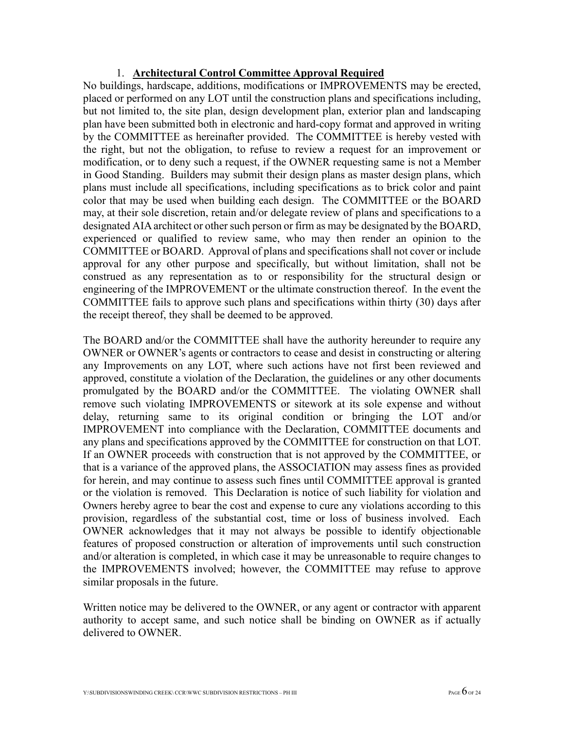### 1. **Architectural Control Committee Approval Required**

No buildings, hardscape, additions, modifications or IMPROVEMENTS may be erected, placed or performed on any LOT until the construction plans and specifications including, but not limited to, the site plan, design development plan, exterior plan and landscaping plan have been submitted both in electronic and hard-copy format and approved in writing by the COMMITTEE as hereinafter provided. The COMMITTEE is hereby vested with the right, but not the obligation, to refuse to review a request for an improvement or modification, or to deny such a request, if the OWNER requesting same is not a Member in Good Standing. Builders may submit their design plans as master design plans, which plans must include all specifications, including specifications as to brick color and paint color that may be used when building each design. The COMMITTEE or the BOARD may, at their sole discretion, retain and/or delegate review of plans and specifications to a designated AIA architect or other such person or firm as may be designated by the BOARD, experienced or qualified to review same, who may then render an opinion to the COMMITTEE or BOARD. Approval of plans and specifications shall not cover or include approval for any other purpose and specifically, but without limitation, shall not be construed as any representation as to or responsibility for the structural design or engineering of the IMPROVEMENT or the ultimate construction thereof. In the event the COMMITTEE fails to approve such plans and specifications within thirty (30) days after the receipt thereof, they shall be deemed to be approved.

The BOARD and/or the COMMITTEE shall have the authority hereunder to require any OWNER or OWNER's agents or contractors to cease and desist in constructing or altering any Improvements on any LOT, where such actions have not first been reviewed and approved, constitute a violation of the Declaration, the guidelines or any other documents promulgated by the BOARD and/or the COMMITTEE. The violating OWNER shall remove such violating IMPROVEMENTS or sitework at its sole expense and without delay, returning same to its original condition or bringing the LOT and/or IMPROVEMENT into compliance with the Declaration, COMMITTEE documents and any plans and specifications approved by the COMMITTEE for construction on that LOT. If an OWNER proceeds with construction that is not approved by the COMMITTEE, or that is a variance of the approved plans, the ASSOCIATION may assess fines as provided for herein, and may continue to assess such fines until COMMITTEE approval is granted or the violation is removed. This Declaration is notice of such liability for violation and Owners hereby agree to bear the cost and expense to cure any violations according to this provision, regardless of the substantial cost, time or loss of business involved. Each OWNER acknowledges that it may not always be possible to identify objectionable features of proposed construction or alteration of improvements until such construction and/or alteration is completed, in which case it may be unreasonable to require changes to the IMPROVEMENTS involved; however, the COMMITTEE may refuse to approve similar proposals in the future.

Written notice may be delivered to the OWNER, or any agent or contractor with apparent authority to accept same, and such notice shall be binding on OWNER as if actually delivered to OWNER.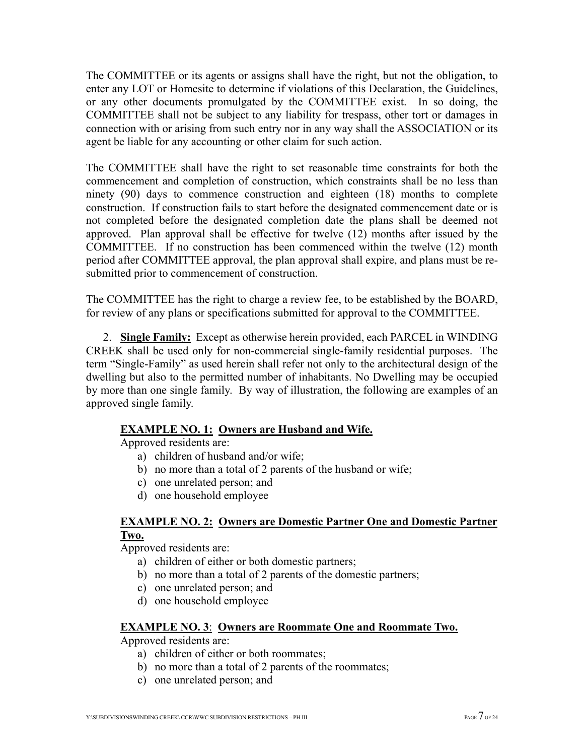The COMMITTEE or its agents or assigns shall have the right, but not the obligation, to enter any LOT or Homesite to determine if violations of this Declaration, the Guidelines, or any other documents promulgated by the COMMITTEE exist. In so doing, the COMMITTEE shall not be subject to any liability for trespass, other tort or damages in connection with or arising from such entry nor in any way shall the ASSOCIATION or its agent be liable for any accounting or other claim for such action.

The COMMITTEE shall have the right to set reasonable time constraints for both the commencement and completion of construction, which constraints shall be no less than ninety (90) days to commence construction and eighteen (18) months to complete construction. If construction fails to start before the designated commencement date or is not completed before the designated completion date the plans shall be deemed not approved. Plan approval shall be effective for twelve (12) months after issued by the COMMITTEE. If no construction has been commenced within the twelve (12) month period after COMMITTEE approval, the plan approval shall expire, and plans must be re-submitted prior to commencement of construction.

The COMMITTEE has the right to charge a review fee, to be established by the BOARD, for review of any plans or specifications submitted for approval to the COMMITTEE.

2. **Single Family:** Except as otherwise herein provided, each PARCEL in WINDING CREEK shall be used only for non-commercial single-family residential purposes. The term "Single-Family" as used herein shall refer not only to the architectural design of the dwelling but also to the permitted number of inhabitants. No Dwelling may be occupied by more than one single family. By way of illustration, the following are examples of an approved single family.

**EXAMPLE NO. 1: Owners are Husband and Wife.**

Approved residents are:

a) children of husband and/or wife;
b) no more than a total of 2 parents of the husband or wife;
c) one unrelated person; and
d) one household employee

**EXAMPLE NO. 2: Owners are Domestic Partner One and Domestic Partner Two.**

Approved residents are:

a) children of either or both domestic partners;
b) no more than a total of 2 parents of the domestic partners;
c) one unrelated person; and
d) one household employee

**EXAMPLE NO. 3: Owners are Roommate One and Roommate Two.**

Approved residents are:

a) children of either or both roommates;
b) no more than a total of 2 parents of the roommates;
c) one unrelated person; and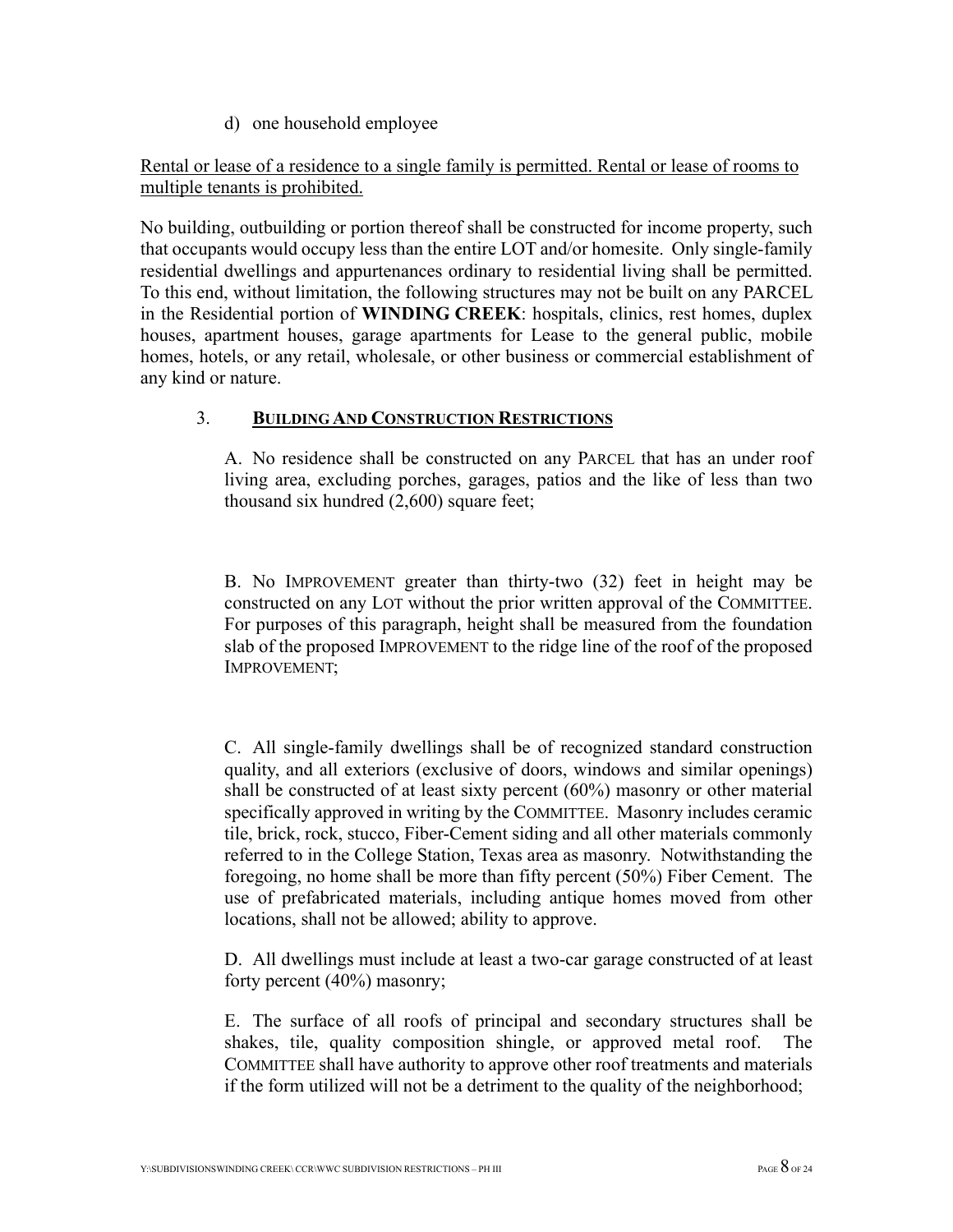d) one household employee

<u>Rental or lease of a residence to a single family is permitted. Rental or lease of rooms to multiple tenants is prohibited.</u>

No building, outbuilding or portion thereof shall be constructed for income property, such that occupants would occupy less than the entire LOT and/or homesite. Only single-family residential dwellings and appurtenances ordinary to residential living shall be permitted. To this end, without limitation, the following structures may not be built on any PARCEL in the Residential portion of **WINDING CREEK**: hospitals, clinics, rest homes, duplex houses, apartment houses, garage apartments for Lease to the general public, mobile homes, hotels, or any retail, wholesale, or other business or commercial establishment of any kind or nature.

3. **BUILDING AND CONSTRUCTION RESTRICTIONS**

A. No residence shall be constructed on any PARCEL that has an under roof living area, excluding porches, garages, patios and the like of less than two thousand six hundred (2,600) square feet;

B. No IMPROVEMENT greater than thirty-two (32) feet in height may be constructed on any LOT without the prior written approval of the COMMITTEE. For purposes of this paragraph, height shall be measured from the foundation slab of the proposed IMPROVEMENT to the ridge line of the roof of the proposed IMPROVEMENT;

C. All single-family dwellings shall be of recognized standard construction quality, and all exteriors (exclusive of doors, windows and similar openings) shall be constructed of at least sixty percent (60%) masonry or other material specifically approved in writing by the COMMITTEE. Masonry includes ceramic tile, brick, rock, stucco, Fiber-Cement siding and all other materials commonly referred to in the College Station, Texas area as masonry. Notwithstanding the foregoing, no home shall be more than fifty percent (50%) Fiber Cement. The use of prefabricated materials, including antique homes moved from other locations, shall not be allowed; ability to approve.

D. All dwellings must include at least a two-car garage constructed of at least forty percent (40%) masonry;

E. The surface of all roofs of principal and secondary structures shall be shakes, tile, quality composition shingle, or approved metal roof. The COMMITTEE shall have authority to approve other roof treatments and materials if the form utilized will not be a detriment to the quality of the neighborhood;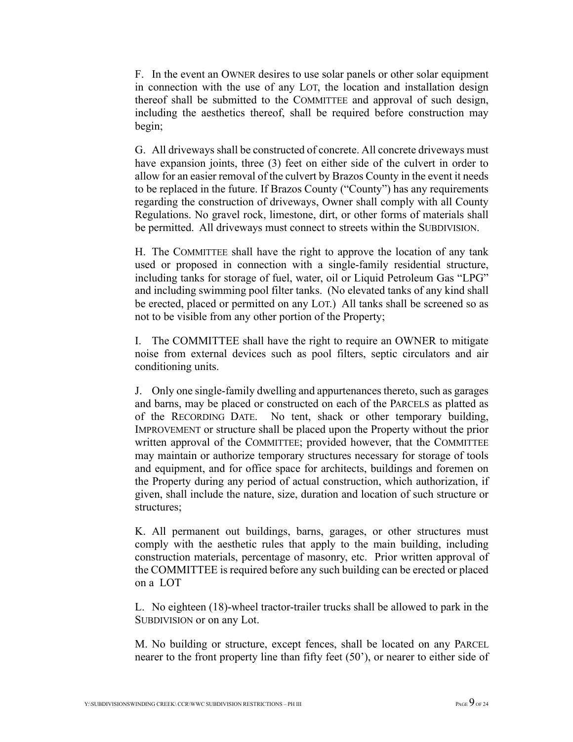F. In the event an OWNER desires to use solar panels or other solar equipment in connection with the use of any LOT, the location and installation design thereof shall be submitted to the COMMITTEE and approval of such design, including the aesthetics thereof, shall be required before construction may begin;

G. All driveways shall be constructed of concrete. All concrete driveways must have expansion joints, three (3) feet on either side of the culvert in order to allow for an easier removal of the culvert by Brazos County in the event it needs to be replaced in the future. If Brazos County ("County") has any requirements regarding the construction of driveways, Owner shall comply with all County Regulations. No gravel rock, limestone, dirt, or other forms of materials shall be permitted. All driveways must connect to streets within the SUBDIVISION.

H. The COMMITTEE shall have the right to approve the location of any tank used or proposed in connection with a single-family residential structure, including tanks for storage of fuel, water, oil or Liquid Petroleum Gas "LPG" and including swimming pool filter tanks. (No elevated tanks of any kind shall be erected, placed or permitted on any LOT.) All tanks shall be screened so as not to be visible from any other portion of the Property;

I. The COMMITTEE shall have the right to require an OWNER to mitigate noise from external devices such as pool filters, septic circulators and air conditioning units.

J. Only one single-family dwelling and appurtenances thereto, such as garages and barns, may be placed or constructed on each of the PARCELS as platted as of the RECORDING DATE. No tent, shack or other temporary building, IMPROVEMENT or structure shall be placed upon the Property without the prior written approval of the COMMITTEE; provided however, that the COMMITTEE may maintain or authorize temporary structures necessary for storage of tools and equipment, and for office space for architects, buildings and foremen on the Property during any period of actual construction, which authorization, if given, shall include the nature, size, duration and location of such structure or structures;

K. All permanent out buildings, barns, garages, or other structures must comply with the aesthetic rules that apply to the main building, including construction materials, percentage of masonry, etc. Prior written approval of the COMMITTEE is required before any such building can be erected or placed on a LOT

L. No eighteen (18)-wheel tractor-trailer trucks shall be allowed to park in the SUBDIVISION or on any Lot.

M. No building or structure, except fences, shall be located on any PARCEL nearer to the front property line than fifty feet (50'), or nearer to either side of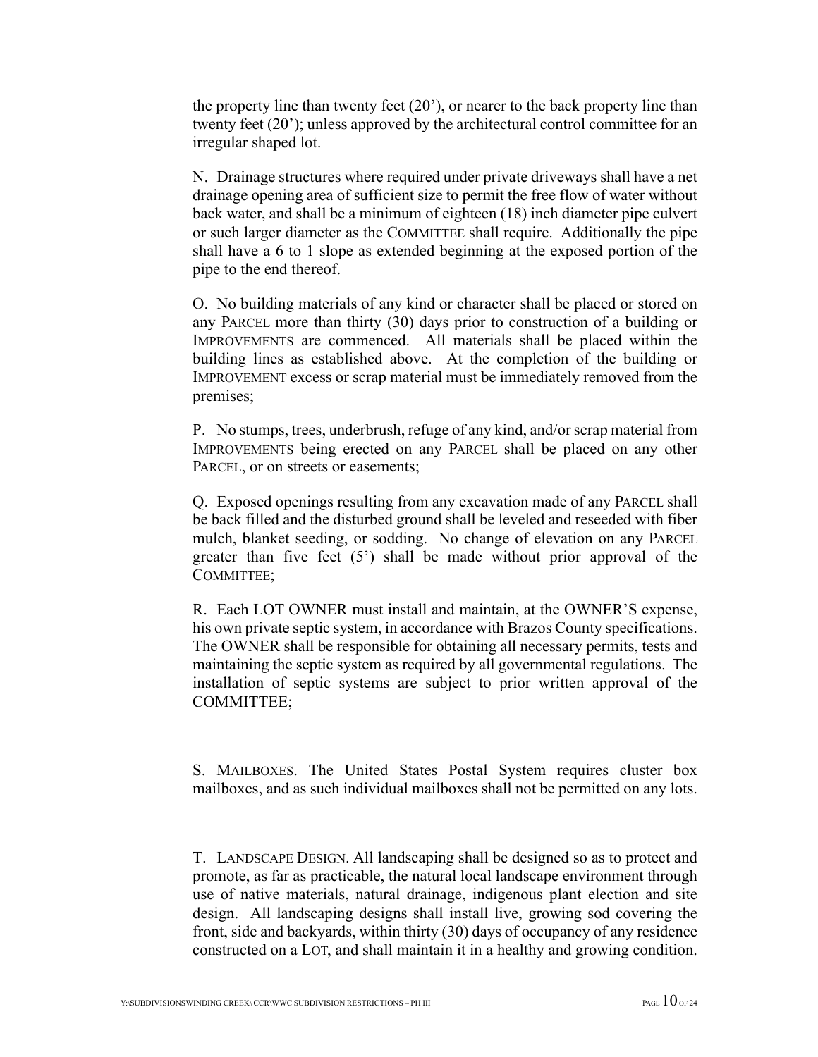the property line than twenty feet (20'), or nearer to the back property line than twenty feet (20'); unless approved by the architectural control committee for an irregular shaped lot.

N. Drainage structures where required under private driveways shall have a net drainage opening area of sufficient size to permit the free flow of water without back water, and shall be a minimum of eighteen (18) inch diameter pipe culvert or such larger diameter as the COMMITTEE shall require. Additionally the pipe shall have a 6 to 1 slope as extended beginning at the exposed portion of the pipe to the end thereof.

O. No building materials of any kind or character shall be placed or stored on any PARCEL more than thirty (30) days prior to construction of a building or IMPROVEMENTS are commenced. All materials shall be placed within the building lines as established above. At the completion of the building or IMPROVEMENT excess or scrap material must be immediately removed from the premises;

P. No stumps, trees, underbrush, refuge of any kind, and/or scrap material from IMPROVEMENTS being erected on any PARCEL shall be placed on any other PARCEL, or on streets or easements;

Q. Exposed openings resulting from any excavation made of any PARCEL shall be back filled and the disturbed ground shall be leveled and reseeded with fiber mulch, blanket seeding, or sodding. No change of elevation on any PARCEL greater than five feet (5') shall be made without prior approval of the COMMITTEE;

R. Each LOT OWNER must install and maintain, at the OWNER'S expense, his own private septic system, in accordance with Brazos County specifications. The OWNER shall be responsible for obtaining all necessary permits, tests and maintaining the septic system as required by all governmental regulations. The installation of septic systems are subject to prior written approval of the COMMITTEE;

S. MAILBOXES. The United States Postal System requires cluster box mailboxes, and as such individual mailboxes shall not be permitted on any lots.

T. LANDSCAPE DESIGN. All landscaping shall be designed so as to protect and promote, as far as practicable, the natural local landscape environment through use of native materials, natural drainage, indigenous plant election and site design. All landscaping designs shall install live, growing sod covering the front, side and backyards, within thirty (30) days of occupancy of any residence constructed on a LOT, and shall maintain it in a healthy and growing condition.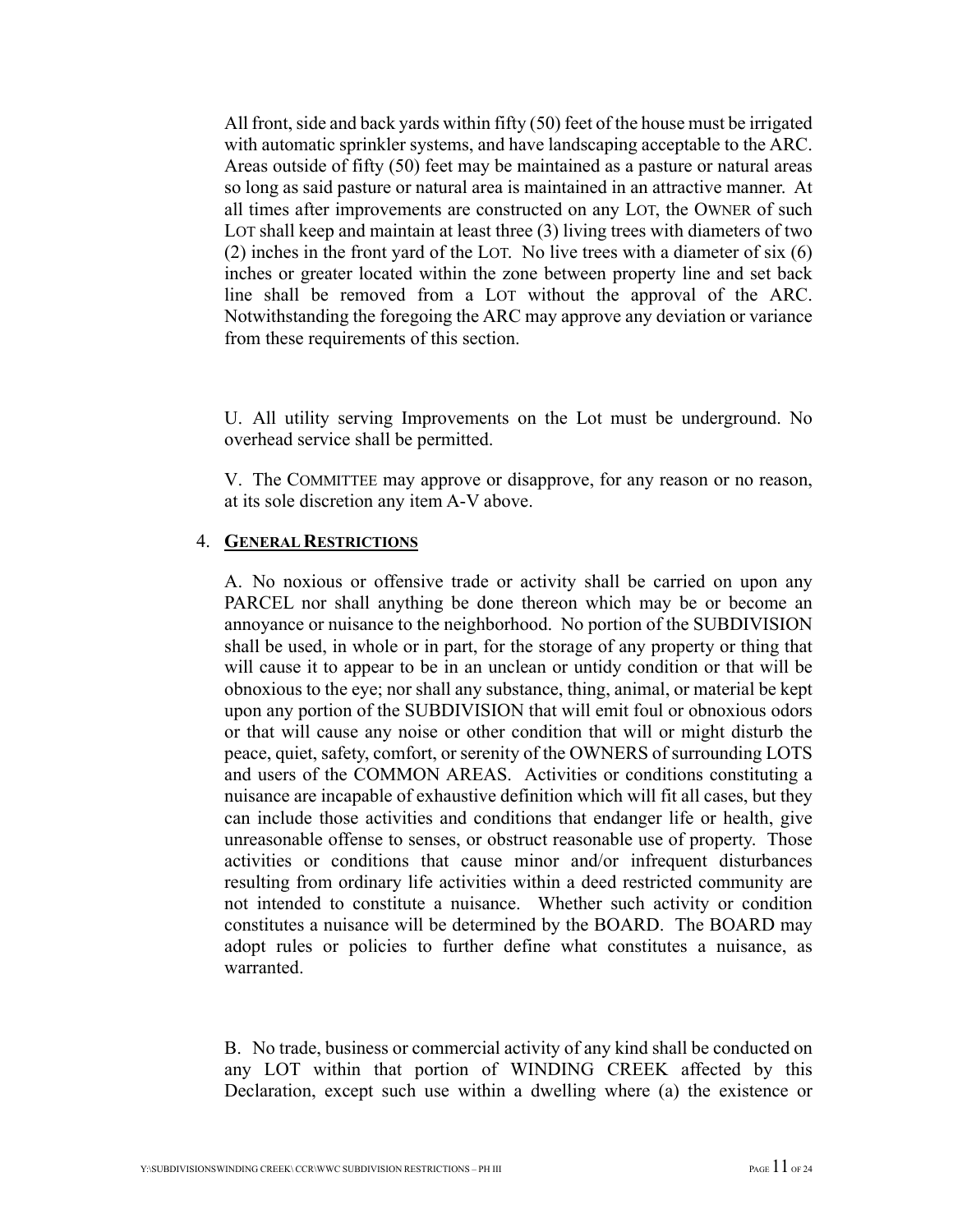All front, side and back yards within fifty (50) feet of the house must be irrigated with automatic sprinkler systems, and have landscaping acceptable to the ARC. Areas outside of fifty (50) feet may be maintained as a pasture or natural areas so long as said pasture or natural area is maintained in an attractive manner. At all times after improvements are constructed on any LOT, the OWNER of such LOT shall keep and maintain at least three (3) living trees with diameters of two (2) inches in the front yard of the LOT. No live trees with a diameter of six (6) inches or greater located within the zone between property line and set back line shall be removed from a LOT without the approval of the ARC. Notwithstanding the foregoing the ARC may approve any deviation or variance from these requirements of this section.

U. All utility serving Improvements on the Lot must be underground. No overhead service shall be permitted.

V. The COMMITTEE may approve or disapprove, for any reason or no reason, at its sole discretion any item A-V above.

4. **<u>GENERAL RESTRICTIONS</u>**

A. No noxious or offensive trade or activity shall be carried on upon any PARCEL nor shall anything be done thereon which may be or become an annoyance or nuisance to the neighborhood. No portion of the SUBDIVISION shall be used, in whole or in part, for the storage of any property or thing that will cause it to appear to be in an unclean or untidy condition or that will be obnoxious to the eye; nor shall any substance, thing, animal, or material be kept upon any portion of the SUBDIVISION that will emit foul or obnoxious odors or that will cause any noise or other condition that will or might disturb the peace, quiet, safety, comfort, or serenity of the OWNERS of surrounding LOTS and users of the COMMON AREAS. Activities or conditions constituting a nuisance are incapable of exhaustive definition which will fit all cases, but they can include those activities and conditions that endanger life or health, give unreasonable offense to senses, or obstruct reasonable use of property. Those activities or conditions that cause minor and/or infrequent disturbances resulting from ordinary life activities within a deed restricted community are not intended to constitute a nuisance. Whether such activity or condition constitutes a nuisance will be determined by the BOARD. The BOARD may adopt rules or policies to further define what constitutes a nuisance, as warranted.

B. No trade, business or commercial activity of any kind shall be conducted on any LOT within that portion of WINDING CREEK affected by this Declaration, except such use within a dwelling where (a) the existence or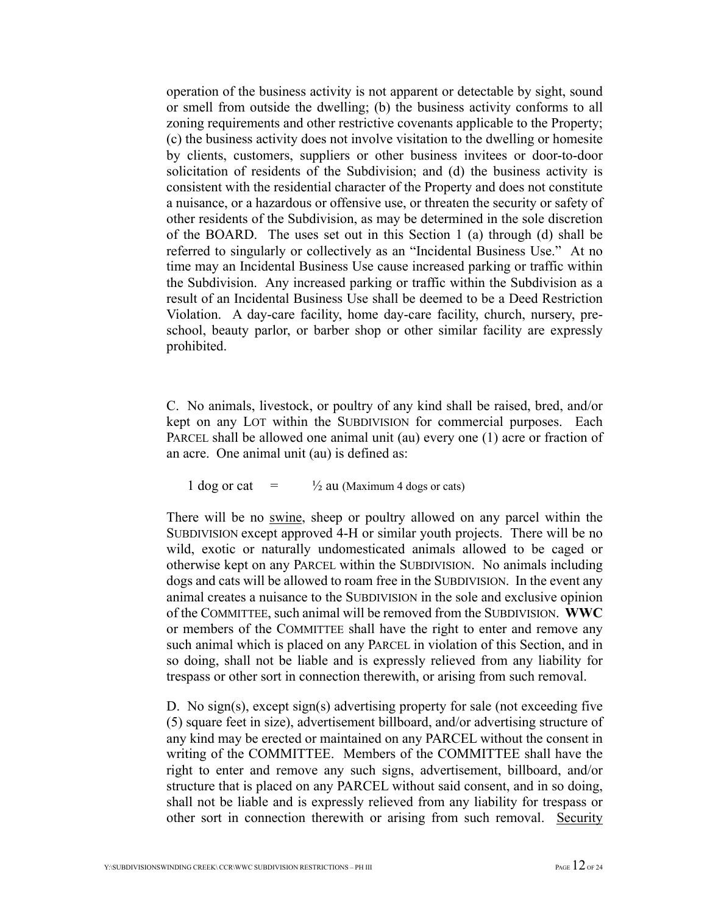operation of the business activity is not apparent or detectable by sight, sound or smell from outside the dwelling; (b) the business activity conforms to all zoning requirements and other restrictive covenants applicable to the Property; (c) the business activity does not involve visitation to the dwelling or homesite by clients, customers, suppliers or other business invitees or door-to-door solicitation of residents of the Subdivision; and (d) the business activity is consistent with the residential character of the Property and does not constitute a nuisance, or a hazardous or offensive use, or threaten the security or safety of other residents of the Subdivision, as may be determined in the sole discretion of the BOARD. The uses set out in this Section 1 (a) through (d) shall be referred to singularly or collectively as an "Incidental Business Use." At no time may an Incidental Business Use cause increased parking or traffic within the Subdivision. Any increased parking or traffic within the Subdivision as a result of an Incidental Business Use shall be deemed to be a Deed Restriction Violation. A day-care facility, home day-care facility, church, nursery, pre-school, beauty parlor, or barber shop or other similar facility are expressly prohibited.

C. No animals, livestock, or poultry of any kind shall be raised, bred, and/or kept on any LOT within the SUBDIVISION for commercial purposes. Each PARCEL shall be allowed one animal unit (au) every one (1) acre or fraction of an acre. One animal unit (au) is defined as:

1 dog or cat = ½ au (Maximum 4 dogs or cats)

There will be no swine, sheep or poultry allowed on any parcel within the SUBDIVISION except approved 4-H or similar youth projects. There will be no wild, exotic or naturally undomesticated animals allowed to be caged or otherwise kept on any PARCEL within the SUBDIVISION. No animals including dogs and cats will be allowed to roam free in the SUBDIVISION. In the event any animal creates a nuisance to the SUBDIVISION in the sole and exclusive opinion of the COMMITTEE, such animal will be removed from the SUBDIVISION. **WWC** or members of the COMMITTEE shall have the right to enter and remove any such animal which is placed on any PARCEL in violation of this Section, and in so doing, shall not be liable and is expressly relieved from any liability for trespass or other sort in connection therewith, or arising from such removal.

D. No sign(s), except sign(s) advertising property for sale (not exceeding five (5) square feet in size), advertisement billboard, and/or advertising structure of any kind may be erected or maintained on any PARCEL without the consent in writing of the COMMITTEE. Members of the COMMITTEE shall have the right to enter and remove any such signs, advertisement, billboard, and/or structure that is placed on any PARCEL without said consent, and in so doing, shall not be liable and is expressly relieved from any liability for trespass or other sort in connection therewith or arising from such removal. Security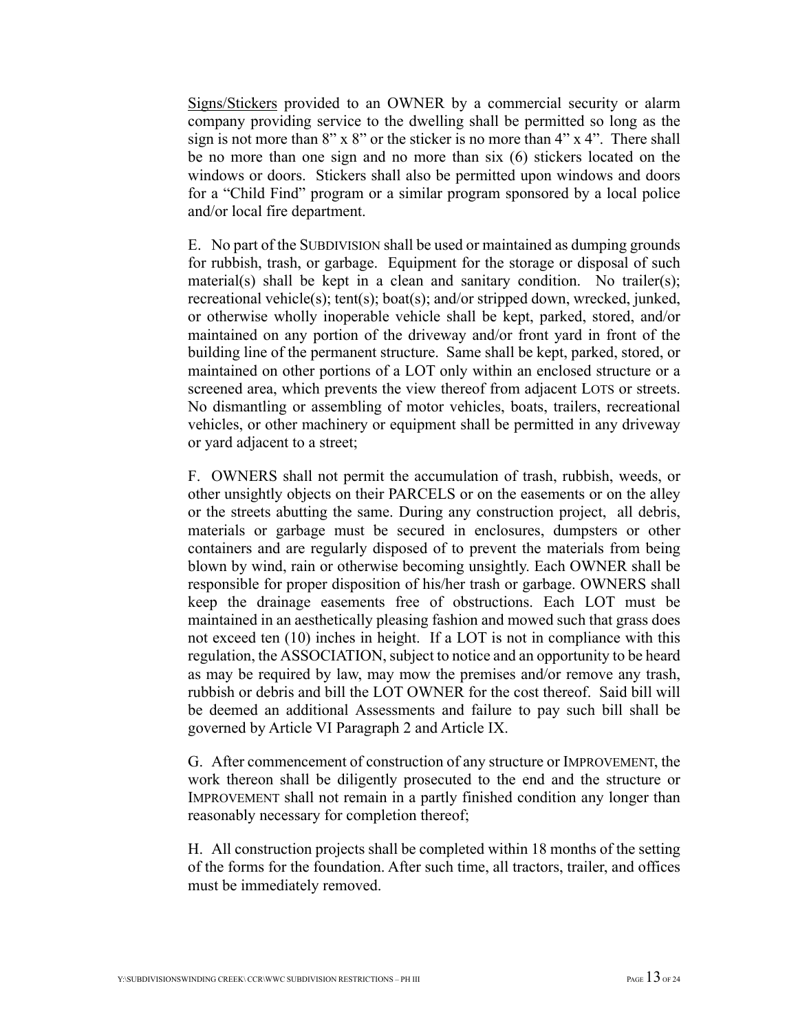<u>Signs/Stickers</u> provided to an OWNER by a commercial security or alarm company providing service to the dwelling shall be permitted so long as the sign is not more than 8" x 8" or the sticker is no more than 4" x 4". There shall be no more than one sign and no more than six (6) stickers located on the windows or doors. Stickers shall also be permitted upon windows and doors for a "Child Find" program or a similar program sponsored by a local police and/or local fire department.

E. No part of the SUBDIVISION shall be used or maintained as dumping grounds for rubbish, trash, or garbage. Equipment for the storage or disposal of such material(s) shall be kept in a clean and sanitary condition. No trailer(s); recreational vehicle(s); tent(s); boat(s); and/or stripped down, wrecked, junked, or otherwise wholly inoperable vehicle shall be kept, parked, stored, and/or maintained on any portion of the driveway and/or front yard in front of the building line of the permanent structure. Same shall be kept, parked, stored, or maintained on other portions of a LOT only within an enclosed structure or a screened area, which prevents the view thereof from adjacent LOTS or streets. No dismantling or assembling of motor vehicles, boats, trailers, recreational vehicles, or other machinery or equipment shall be permitted in any driveway or yard adjacent to a street;

F. OWNERS shall not permit the accumulation of trash, rubbish, weeds, or other unsightly objects on their PARCELS or on the easements or on the alley or the streets abutting the same. During any construction project, all debris, materials or garbage must be secured in enclosures, dumpsters or other containers and are regularly disposed of to prevent the materials from being blown by wind, rain or otherwise becoming unsightly. Each OWNER shall be responsible for proper disposition of his/her trash or garbage. OWNERS shall keep the drainage easements free of obstructions. Each LOT must be maintained in an aesthetically pleasing fashion and mowed such that grass does not exceed ten (10) inches in height. If a LOT is not in compliance with this regulation, the ASSOCIATION, subject to notice and an opportunity to be heard as may be required by law, may mow the premises and/or remove any trash, rubbish or debris and bill the LOT OWNER for the cost thereof. Said bill will be deemed an additional Assessments and failure to pay such bill shall be governed by Article VI Paragraph 2 and Article IX.

G. After commencement of construction of any structure or IMPROVEMENT, the work thereon shall be diligently prosecuted to the end and the structure or IMPROVEMENT shall not remain in a partly finished condition any longer than reasonably necessary for completion thereof;

H. All construction projects shall be completed within 18 months of the setting of the forms for the foundation. After such time, all tractors, trailer, and offices must be immediately removed.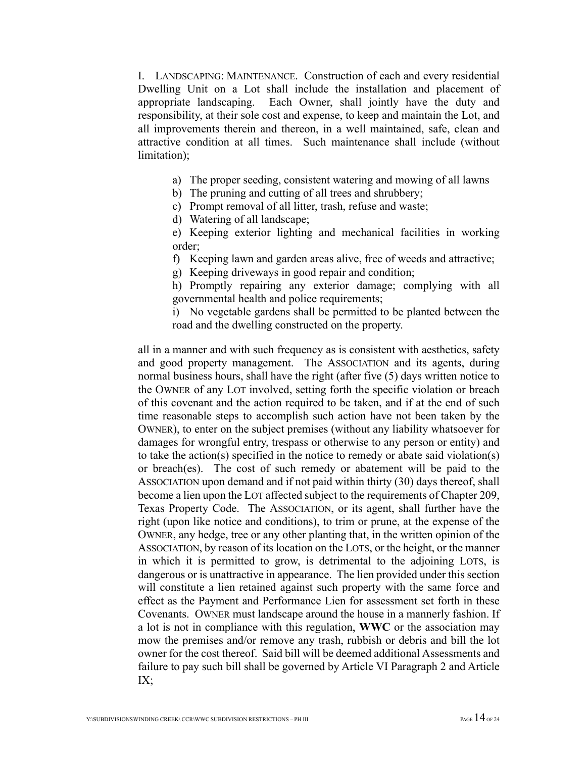I. LANDSCAPING: MAINTENANCE. Construction of each and every residential Dwelling Unit on a Lot shall include the installation and placement of appropriate landscaping. Each Owner, shall jointly have the duty and responsibility, at their sole cost and expense, to keep and maintain the Lot, and all improvements therein and thereon, in a well maintained, safe, clean and attractive condition at all times. Such maintenance shall include (without limitation);

a) The proper seeding, consistent watering and mowing of all lawns
b) The pruning and cutting of all trees and shrubbery;
c) Prompt removal of all litter, trash, refuse and waste;
d) Watering of all landscape;
e) Keeping exterior lighting and mechanical facilities in working order;
f) Keeping lawn and garden areas alive, free of weeds and attractive;
g) Keeping driveways in good repair and condition;
h) Promptly repairing any exterior damage; complying with all governmental health and police requirements;
i) No vegetable gardens shall be permitted to be planted between the road and the dwelling constructed on the property.

all in a manner and with such frequency as is consistent with aesthetics, safety and good property management. The ASSOCIATION and its agents, during normal business hours, shall have the right (after five (5) days written notice to the OWNER of any LOT involved, setting forth the specific violation or breach of this covenant and the action required to be taken, and if at the end of such time reasonable steps to accomplish such action have not been taken by the OWNER), to enter on the subject premises (without any liability whatsoever for damages for wrongful entry, trespass or otherwise to any person or entity) and to take the action(s) specified in the notice to remedy or abate said violation(s) or breach(es). The cost of such remedy or abatement will be paid to the ASSOCIATION upon demand and if not paid within thirty (30) days thereof, shall become a lien upon the LOT affected subject to the requirements of Chapter 209, Texas Property Code. The ASSOCIATION, or its agent, shall further have the right (upon like notice and conditions), to trim or prune, at the expense of the OWNER, any hedge, tree or any other planting that, in the written opinion of the ASSOCIATION, by reason of its location on the LOTS, or the height, or the manner in which it is permitted to grow, is detrimental to the adjoining LOTS, is dangerous or is unattractive in appearance. The lien provided under this section will constitute a lien retained against such property with the same force and effect as the Payment and Performance Lien for assessment set forth in these Covenants. OWNER must landscape around the house in a mannerly fashion. If a lot is not in compliance with this regulation, **WWC** or the association may mow the premises and/or remove any trash, rubbish or debris and bill the lot owner for the cost thereof. Said bill will be deemed additional Assessments and failure to pay such bill shall be governed by Article VI Paragraph 2 and Article IX;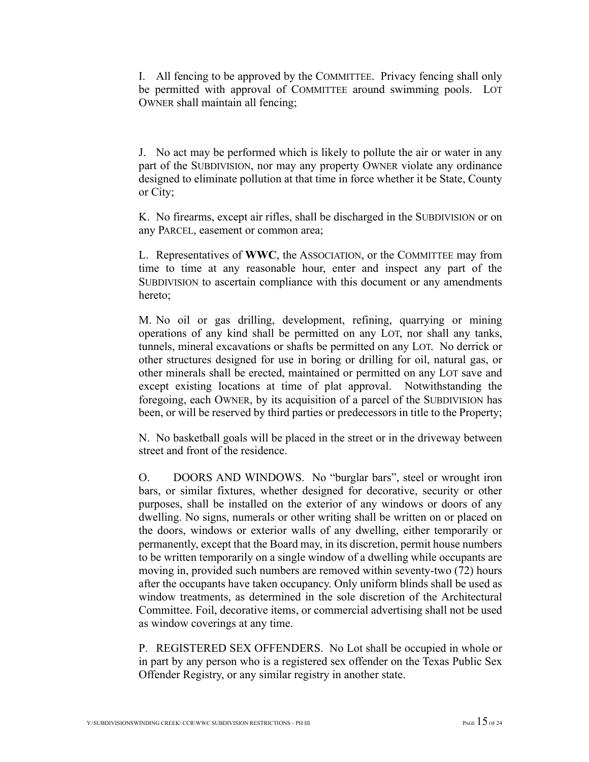I. All fencing to be approved by the COMMITTEE. Privacy fencing shall only be permitted with approval of COMMITTEE around swimming pools. LOT OWNER shall maintain all fencing;

J. No act may be performed which is likely to pollute the air or water in any part of the SUBDIVISION, nor may any property OWNER violate any ordinance designed to eliminate pollution at that time in force whether it be State, County or City;

K. No firearms, except air rifles, shall be discharged in the SUBDIVISION or on any PARCEL, easement or common area;

L. Representatives of **WWC**, the ASSOCIATION, or the COMMITTEE may from time to time at any reasonable hour, enter and inspect any part of the SUBDIVISION to ascertain compliance with this document or any amendments hereto;

M. No oil or gas drilling, development, refining, quarrying or mining operations of any kind shall be permitted on any LOT, nor shall any tanks, tunnels, mineral excavations or shafts be permitted on any LOT. No derrick or other structures designed for use in boring or drilling for oil, natural gas, or other minerals shall be erected, maintained or permitted on any LOT save and except existing locations at time of plat approval. Notwithstanding the foregoing, each OWNER, by its acquisition of a parcel of the SUBDIVISION has been, or will be reserved by third parties or predecessors in title to the Property;

N. No basketball goals will be placed in the street or in the driveway between street and front of the residence.

O. DOORS AND WINDOWS. No "burglar bars", steel or wrought iron bars, or similar fixtures, whether designed for decorative, security or other purposes, shall be installed on the exterior of any windows or doors of any dwelling. No signs, numerals or other writing shall be written on or placed on the doors, windows or exterior walls of any dwelling, either temporarily or permanently, except that the Board may, in its discretion, permit house numbers to be written temporarily on a single window of a dwelling while occupants are moving in, provided such numbers are removed within seventy-two (72) hours after the occupants have taken occupancy. Only uniform blinds shall be used as window treatments, as determined in the sole discretion of the Architectural Committee. Foil, decorative items, or commercial advertising shall not be used as window coverings at any time.

P. REGISTERED SEX OFFENDERS. No Lot shall be occupied in whole or in part by any person who is a registered sex offender on the Texas Public Sex Offender Registry, or any similar registry in another state.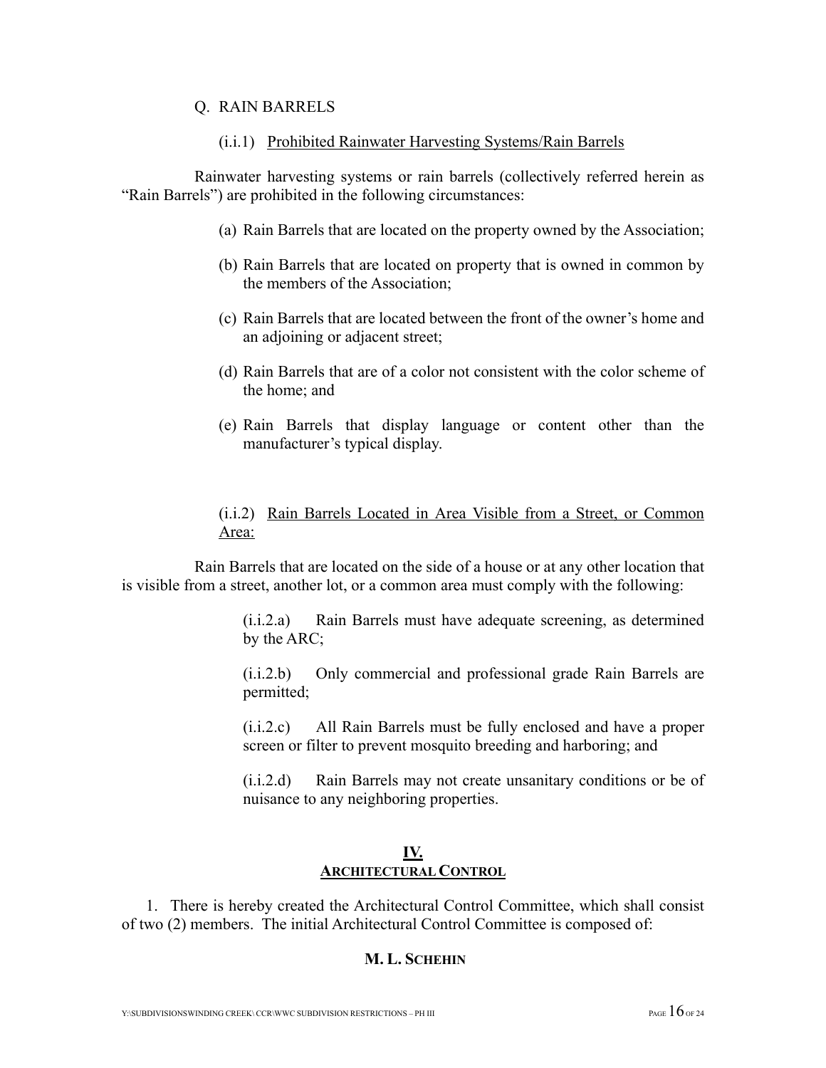Q. RAIN BARRELS

(i.i.1) Prohibited Rainwater Harvesting Systems/Rain Barrels

Rainwater harvesting systems or rain barrels (collectively referred herein as "Rain Barrels") are prohibited in the following circumstances:

(a) Rain Barrels that are located on the property owned by the Association;

(b) Rain Barrels that are located on property that is owned in common by the members of the Association;

(c) Rain Barrels that are located between the front of the owner's home and an adjoining or adjacent street;

(d) Rain Barrels that are of a color not consistent with the color scheme of the home; and

(e) Rain Barrels that display language or content other than the manufacturer's typical display.

(i.i.2) Rain Barrels Located in Area Visible from a Street, or Common Area:

Rain Barrels that are located on the side of a house or at any other location that is visible from a street, another lot, or a common area must comply with the following:

(i.i.2.a) Rain Barrels must have adequate screening, as determined by the ARC;

(i.i.2.b) Only commercial and professional grade Rain Barrels are permitted;

(i.i.2.c) All Rain Barrels must be fully enclosed and have a proper screen or filter to prevent mosquito breeding and harboring; and

(i.i.2.d) Rain Barrels may not create unsanitary conditions or be of nuisance to any neighboring properties.

## IV.
## ARCHITECTURAL CONTROL

1. There is hereby created the Architectural Control Committee, which shall consist of two (2) members. The initial Architectural Control Committee is composed of:

**M. L. SCHEHIN**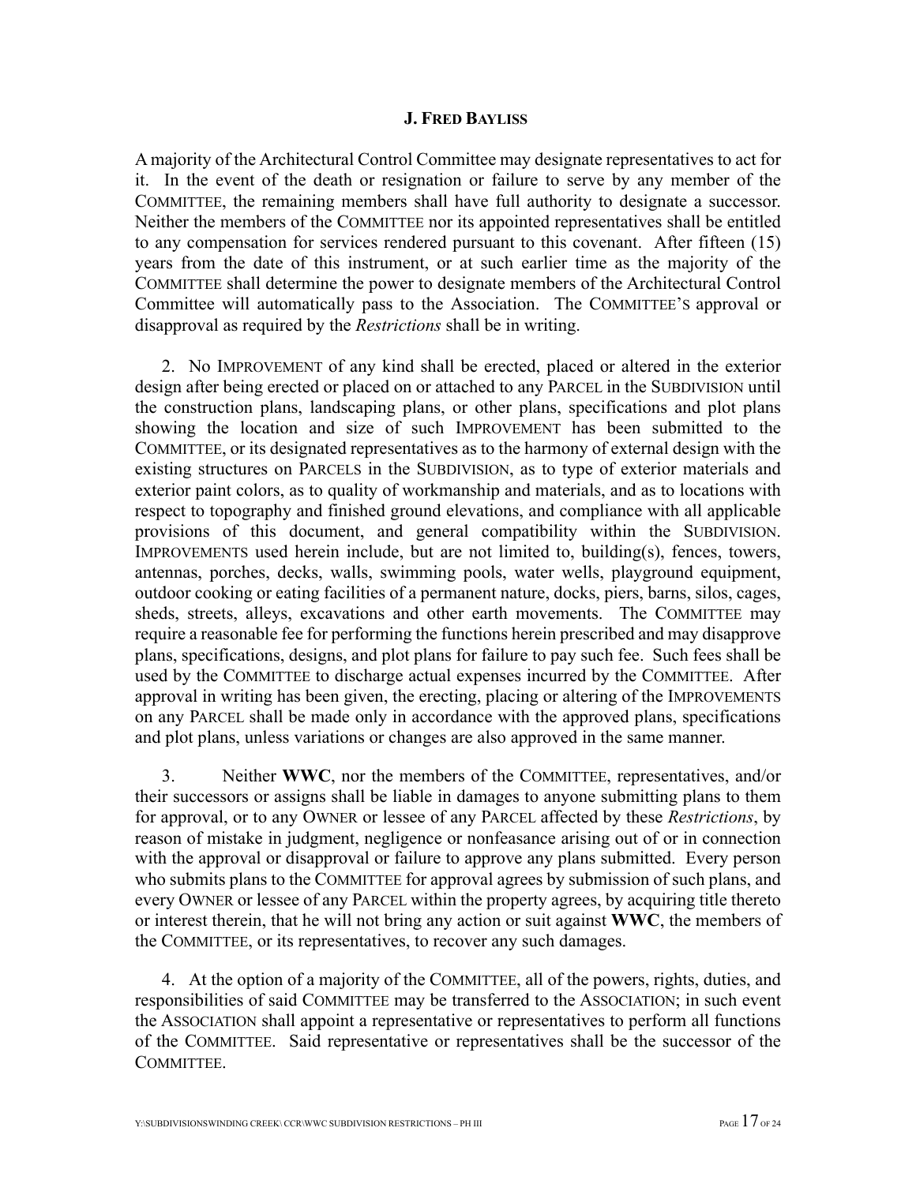**J. FRED BAYLISS**

A majority of the Architectural Control Committee may designate representatives to act for it. In the event of the death or resignation or failure to serve by any member of the COMMITTEE, the remaining members shall have full authority to designate a successor. Neither the members of the COMMITTEE nor its appointed representatives shall be entitled to any compensation for services rendered pursuant to this covenant. After fifteen (15) years from the date of this instrument, or at such earlier time as the majority of the COMMITTEE shall determine the power to designate members of the Architectural Control Committee will automatically pass to the Association. The COMMITTEE'S approval or disapproval as required by the *Restrictions* shall be in writing.

2. No IMPROVEMENT of any kind shall be erected, placed or altered in the exterior design after being erected or placed on or attached to any PARCEL in the SUBDIVISION until the construction plans, landscaping plans, or other plans, specifications and plot plans showing the location and size of such IMPROVEMENT has been submitted to the COMMITTEE, or its designated representatives as to the harmony of external design with the existing structures on PARCELS in the SUBDIVISION, as to type of exterior materials and exterior paint colors, as to quality of workmanship and materials, and as to locations with respect to topography and finished ground elevations, and compliance with all applicable provisions of this document, and general compatibility within the SUBDIVISION. IMPROVEMENTS used herein include, but are not limited to, building(s), fences, towers, antennas, porches, decks, walls, swimming pools, water wells, playground equipment, outdoor cooking or eating facilities of a permanent nature, docks, piers, barns, silos, cages, sheds, streets, alleys, excavations and other earth movements. The COMMITTEE may require a reasonable fee for performing the functions herein prescribed and may disapprove plans, specifications, designs, and plot plans for failure to pay such fee. Such fees shall be used by the COMMITTEE to discharge actual expenses incurred by the COMMITTEE. After approval in writing has been given, the erecting, placing or altering of the IMPROVEMENTS on any PARCEL shall be made only in accordance with the approved plans, specifications and plot plans, unless variations or changes are also approved in the same manner.

3. Neither **WWC**, nor the members of the COMMITTEE, representatives, and/or their successors or assigns shall be liable in damages to anyone submitting plans to them for approval, or to any OWNER or lessee of any PARCEL affected by these *Restrictions*, by reason of mistake in judgment, negligence or nonfeasance arising out of or in connection with the approval or disapproval or failure to approve any plans submitted. Every person who submits plans to the COMMITTEE for approval agrees by submission of such plans, and every OWNER or lessee of any PARCEL within the property agrees, by acquiring title thereto or interest therein, that he will not bring any action or suit against **WWC**, the members of the COMMITTEE, or its representatives, to recover any such damages.

4. At the option of a majority of the COMMITTEE, all of the powers, rights, duties, and responsibilities of said COMMITTEE may be transferred to the ASSOCIATION; in such event the ASSOCIATION shall appoint a representative or representatives to perform all functions of the COMMITTEE. Said representative or representatives shall be the successor of the COMMITTEE.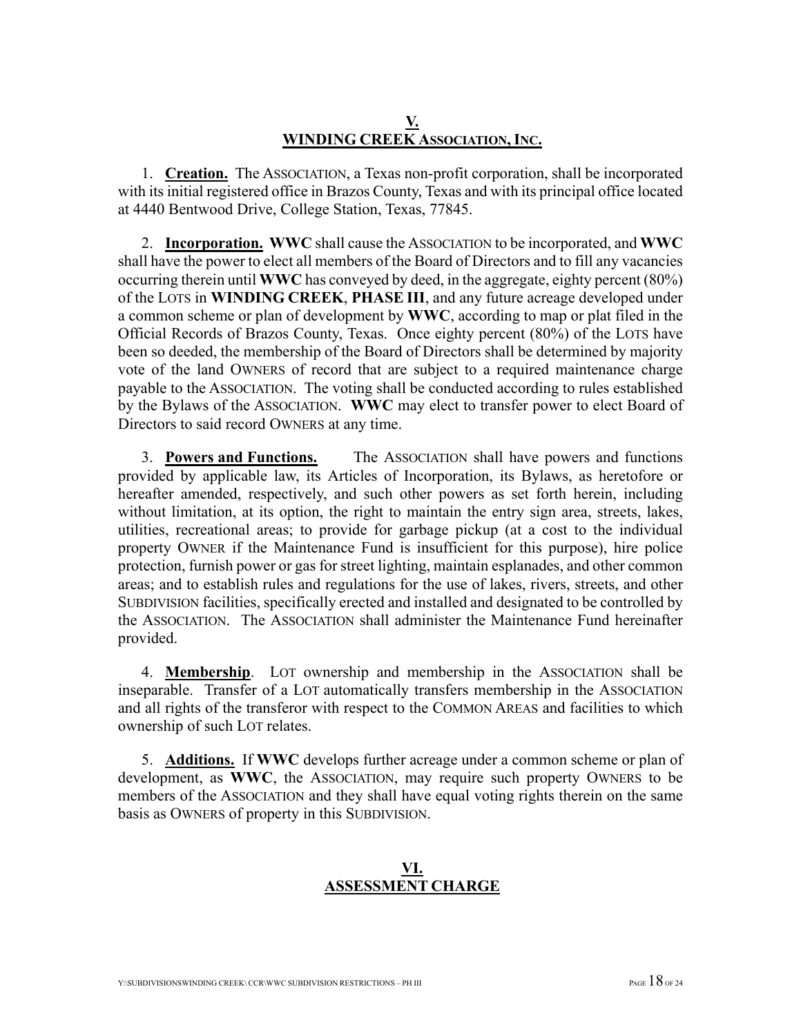## V.
## WINDING CREEK ASSOCIATION, INC.

1. **Creation.** The ASSOCIATION, a Texas non-profit corporation, shall be incorporated with its initial registered office in Brazos County, Texas and with its principal office located at 4440 Bentwood Drive, College Station, Texas, 77845.

2. **Incorporation.** **WWC** shall cause the ASSOCIATION to be incorporated, and **WWC** shall have the power to elect all members of the Board of Directors and to fill any vacancies occurring therein until **WWC** has conveyed by deed, in the aggregate, eighty percent (80%) of the LOTS in **WINDING CREEK**, **PHASE III**, and any future acreage developed under a common scheme or plan of development by **WWC**, according to map or plat filed in the Official Records of Brazos County, Texas. Once eighty percent (80%) of the LOTS have been so deeded, the membership of the Board of Directors shall be determined by majority vote of the land OWNERS of record that are subject to a required maintenance charge payable to the ASSOCIATION. The voting shall be conducted according to rules established by the Bylaws of the ASSOCIATION. **WWC** may elect to transfer power to elect Board of Directors to said record OWNERS at any time.

3. **Powers and Functions.** The ASSOCIATION shall have powers and functions provided by applicable law, its Articles of Incorporation, its Bylaws, as heretofore or hereafter amended, respectively, and such other powers as set forth herein, including without limitation, at its option, the right to maintain the entry sign area, streets, lakes, utilities, recreational areas; to provide for garbage pickup (at a cost to the individual property OWNER if the Maintenance Fund is insufficient for this purpose), hire police protection, furnish power or gas for street lighting, maintain esplanades, and other common areas; and to establish rules and regulations for the use of lakes, rivers, streets, and other SUBDIVISION facilities, specifically erected and installed and designated to be controlled by the ASSOCIATION. The ASSOCIATION shall administer the Maintenance Fund hereinafter provided.

4. **Membership**. LOT ownership and membership in the ASSOCIATION shall be inseparable. Transfer of a LOT automatically transfers membership in the ASSOCIATION and all rights of the transferor with respect to the COMMON AREAS and facilities to which ownership of such LOT relates.

5. **Additions.** If **WWC** develops further acreage under a common scheme or plan of development, as **WWC**, the ASSOCIATION, may require such property OWNERS to be members of the ASSOCIATION and they shall have equal voting rights therein on the same basis as OWNERS of property in this SUBDIVISION.

## VI.
## ASSESSMENT CHARGE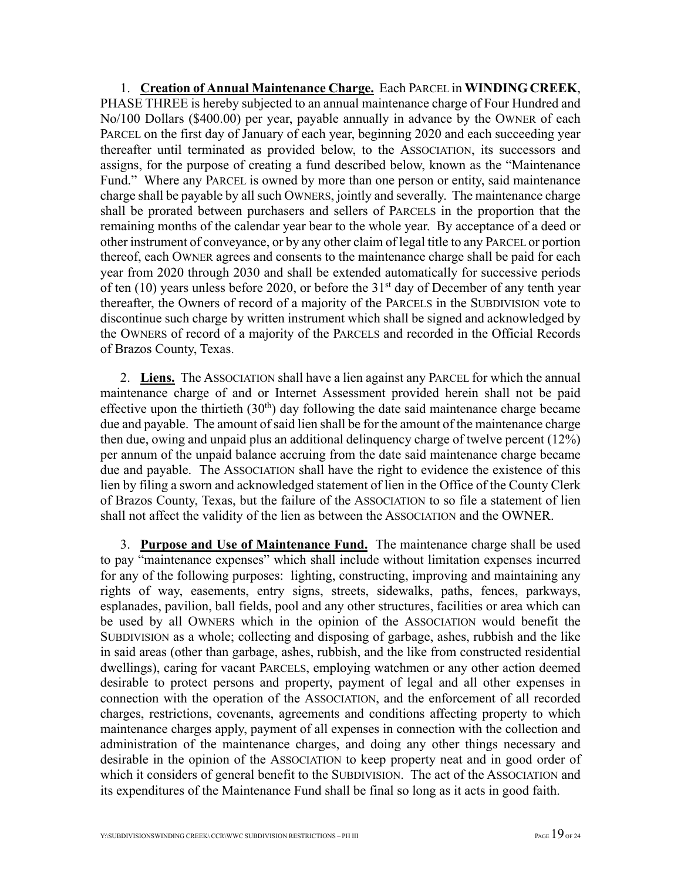1. **Creation of Annual Maintenance Charge.** Each PARCEL in **WINDING CREEK**, PHASE THREE is hereby subjected to an annual maintenance charge of Four Hundred and No/100 Dollars ($400.00) per year, payable annually in advance by the OWNER of each PARCEL on the first day of January of each year, beginning 2020 and each succeeding year thereafter until terminated as provided below, to the ASSOCIATION, its successors and assigns, for the purpose of creating a fund described below, known as the "Maintenance Fund." Where any PARCEL is owned by more than one person or entity, said maintenance charge shall be payable by all such OWNERS, jointly and severally. The maintenance charge shall be prorated between purchasers and sellers of PARCELS in the proportion that the remaining months of the calendar year bear to the whole year. By acceptance of a deed or other instrument of conveyance, or by any other claim of legal title to any PARCEL or portion thereof, each OWNER agrees and consents to the maintenance charge shall be paid for each year from 2020 through 2030 and shall be extended automatically for successive periods of ten (10) years unless before 2020, or before the 31st day of December of any tenth year thereafter, the Owners of record of a majority of the PARCELS in the SUBDIVISION vote to discontinue such charge by written instrument which shall be signed and acknowledged by the OWNERS of record of a majority of the PARCELS and recorded in the Official Records of Brazos County, Texas.

2. **Liens.** The ASSOCIATION shall have a lien against any PARCEL for which the annual maintenance charge of and or Internet Assessment provided herein shall not be paid effective upon the thirtieth (30th) day following the date said maintenance charge became due and payable. The amount of said lien shall be for the amount of the maintenance charge then due, owing and unpaid plus an additional delinquency charge of twelve percent (12%) per annum of the unpaid balance accruing from the date said maintenance charge became due and payable. The ASSOCIATION shall have the right to evidence the existence of this lien by filing a sworn and acknowledged statement of lien in the Office of the County Clerk of Brazos County, Texas, but the failure of the ASSOCIATION to so file a statement of lien shall not affect the validity of the lien as between the ASSOCIATION and the OWNER.

3. **Purpose and Use of Maintenance Fund.** The maintenance charge shall be used to pay "maintenance expenses" which shall include without limitation expenses incurred for any of the following purposes: lighting, constructing, improving and maintaining any rights of way, easements, entry signs, streets, sidewalks, paths, fences, parkways, esplanades, pavilion, ball fields, pool and any other structures, facilities or area which can be used by all OWNERS which in the opinion of the ASSOCIATION would benefit the SUBDIVISION as a whole; collecting and disposing of garbage, ashes, rubbish and the like in said areas (other than garbage, ashes, rubbish, and the like from constructed residential dwellings), caring for vacant PARCELS, employing watchmen or any other action deemed desirable to protect persons and property, payment of legal and all other expenses in connection with the operation of the ASSOCIATION, and the enforcement of all recorded charges, restrictions, covenants, agreements and conditions affecting property to which maintenance charges apply, payment of all expenses in connection with the collection and administration of the maintenance charges, and doing any other things necessary and desirable in the opinion of the ASSOCIATION to keep property neat and in good order of which it considers of general benefit to the SUBDIVISION. The act of the ASSOCIATION and its expenditures of the Maintenance Fund shall be final so long as it acts in good faith.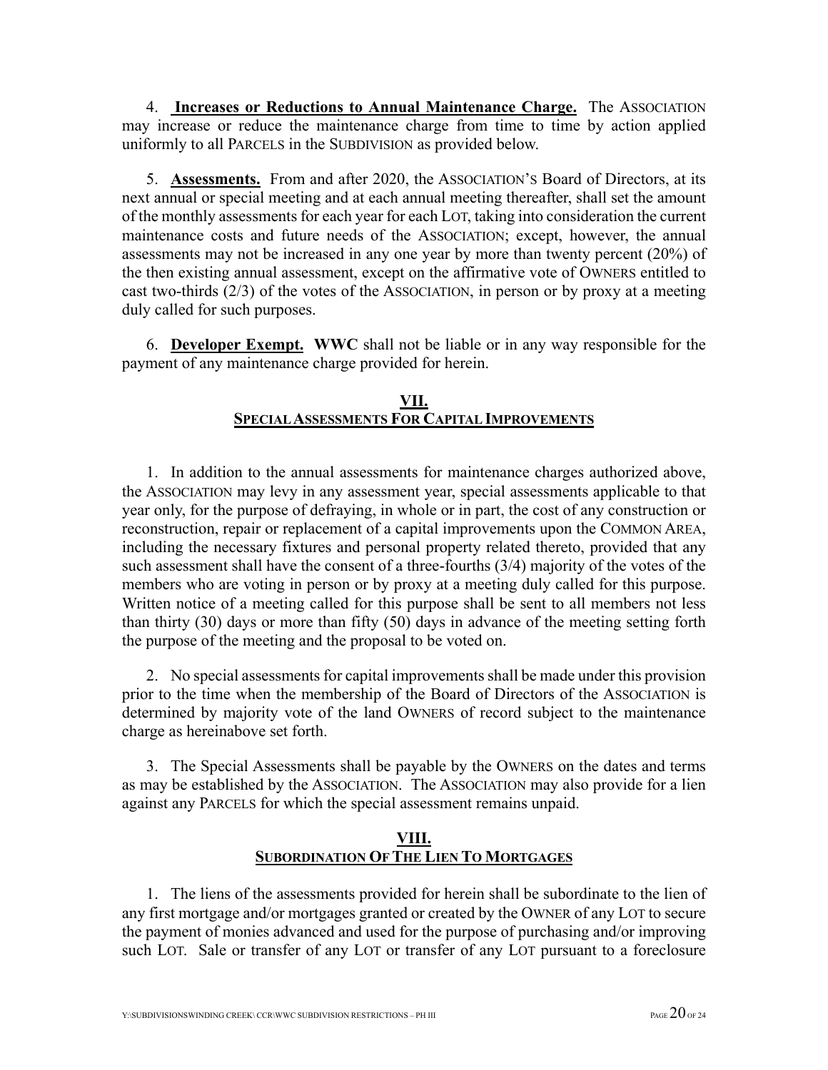4. **Increases or Reductions to Annual Maintenance Charge.** The ASSOCIATION may increase or reduce the maintenance charge from time to time by action applied uniformly to all PARCELS in the SUBDIVISION as provided below.

5. **Assessments.** From and after 2020, the ASSOCIATION'S Board of Directors, at its next annual or special meeting and at each annual meeting thereafter, shall set the amount of the monthly assessments for each year for each LOT, taking into consideration the current maintenance costs and future needs of the ASSOCIATION; except, however, the annual assessments may not be increased in any one year by more than twenty percent (20%) of the then existing annual assessment, except on the affirmative vote of OWNERS entitled to cast two-thirds (2/3) of the votes of the ASSOCIATION, in person or by proxy at a meeting duly called for such purposes.

6. **Developer Exempt. WWC** shall not be liable or in any way responsible for the payment of any maintenance charge provided for herein.

## VII.
## SPECIAL ASSESSMENTS FOR CAPITAL IMPROVEMENTS

1. In addition to the annual assessments for maintenance charges authorized above, the ASSOCIATION may levy in any assessment year, special assessments applicable to that year only, for the purpose of defraying, in whole or in part, the cost of any construction or reconstruction, repair or replacement of a capital improvements upon the COMMON AREA, including the necessary fixtures and personal property related thereto, provided that any such assessment shall have the consent of a three-fourths (3/4) majority of the votes of the members who are voting in person or by proxy at a meeting duly called for this purpose. Written notice of a meeting called for this purpose shall be sent to all members not less than thirty (30) days or more than fifty (50) days in advance of the meeting setting forth the purpose of the meeting and the proposal to be voted on.

2. No special assessments for capital improvements shall be made under this provision prior to the time when the membership of the Board of Directors of the ASSOCIATION is determined by majority vote of the land OWNERS of record subject to the maintenance charge as hereinabove set forth.

3. The Special Assessments shall be payable by the OWNERS on the dates and terms as may be established by the ASSOCIATION. The ASSOCIATION may also provide for a lien against any PARCELS for which the special assessment remains unpaid.

## VIII.
## SUBORDINATION OF THE LIEN TO MORTGAGES

1. The liens of the assessments provided for herein shall be subordinate to the lien of any first mortgage and/or mortgages granted or created by the OWNER of any LOT to secure the payment of monies advanced and used for the purpose of purchasing and/or improving such LOT. Sale or transfer of any LOT or transfer of any LOT pursuant to a foreclosure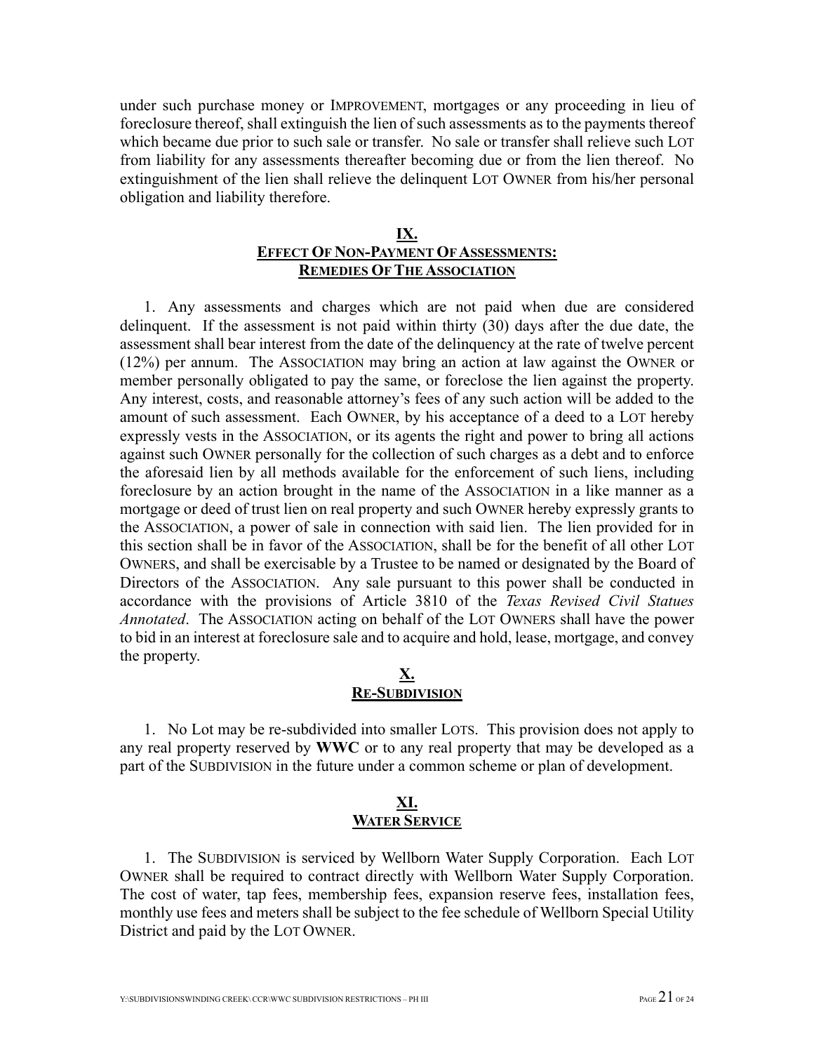under such purchase money or IMPROVEMENT, mortgages or any proceeding in lieu of foreclosure thereof, shall extinguish the lien of such assessments as to the payments thereof which became due prior to such sale or transfer. No sale or transfer shall relieve such LOT from liability for any assessments thereafter becoming due or from the lien thereof. No extinguishment of the lien shall relieve the delinquent LOT OWNER from his/her personal obligation and liability therefore.

## IX.
## EFFECT OF NON-PAYMENT OF ASSESSMENTS: REMEDIES OF THE ASSOCIATION

1. Any assessments and charges which are not paid when due are considered delinquent. If the assessment is not paid within thirty (30) days after the due date, the assessment shall bear interest from the date of the delinquency at the rate of twelve percent (12%) per annum. The ASSOCIATION may bring an action at law against the OWNER or member personally obligated to pay the same, or foreclose the lien against the property. Any interest, costs, and reasonable attorney's fees of any such action will be added to the amount of such assessment. Each OWNER, by his acceptance of a deed to a LOT hereby expressly vests in the ASSOCIATION, or its agents the right and power to bring all actions against such OWNER personally for the collection of such charges as a debt and to enforce the aforesaid lien by all methods available for the enforcement of such liens, including foreclosure by an action brought in the name of the ASSOCIATION in a like manner as a mortgage or deed of trust lien on real property and such OWNER hereby expressly grants to the ASSOCIATION, a power of sale in connection with said lien. The lien provided for in this section shall be in favor of the ASSOCIATION, shall be for the benefit of all other LOT OWNERS, and shall be exercisable by a Trustee to be named or designated by the Board of Directors of the ASSOCIATION. Any sale pursuant to this power shall be conducted in accordance with the provisions of Article 3810 of the *Texas Revised Civil Statues Annotated*. The ASSOCIATION acting on behalf of the LOT OWNERS shall have the power to bid in an interest at foreclosure sale and to acquire and hold, lease, mortgage, and convey the property.

## X.
## RE-SUBDIVISION

1. No Lot may be re-subdivided into smaller LOTS. This provision does not apply to any real property reserved by **WWC** or to any real property that may be developed as a part of the SUBDIVISION in the future under a common scheme or plan of development.

## XI.
## WATER SERVICE

1. The SUBDIVISION is serviced by Wellborn Water Supply Corporation. Each LOT OWNER shall be required to contract directly with Wellborn Water Supply Corporation. The cost of water, tap fees, membership fees, expansion reserve fees, installation fees, monthly use fees and meters shall be subject to the fee schedule of Wellborn Special Utility District and paid by the LOT OWNER.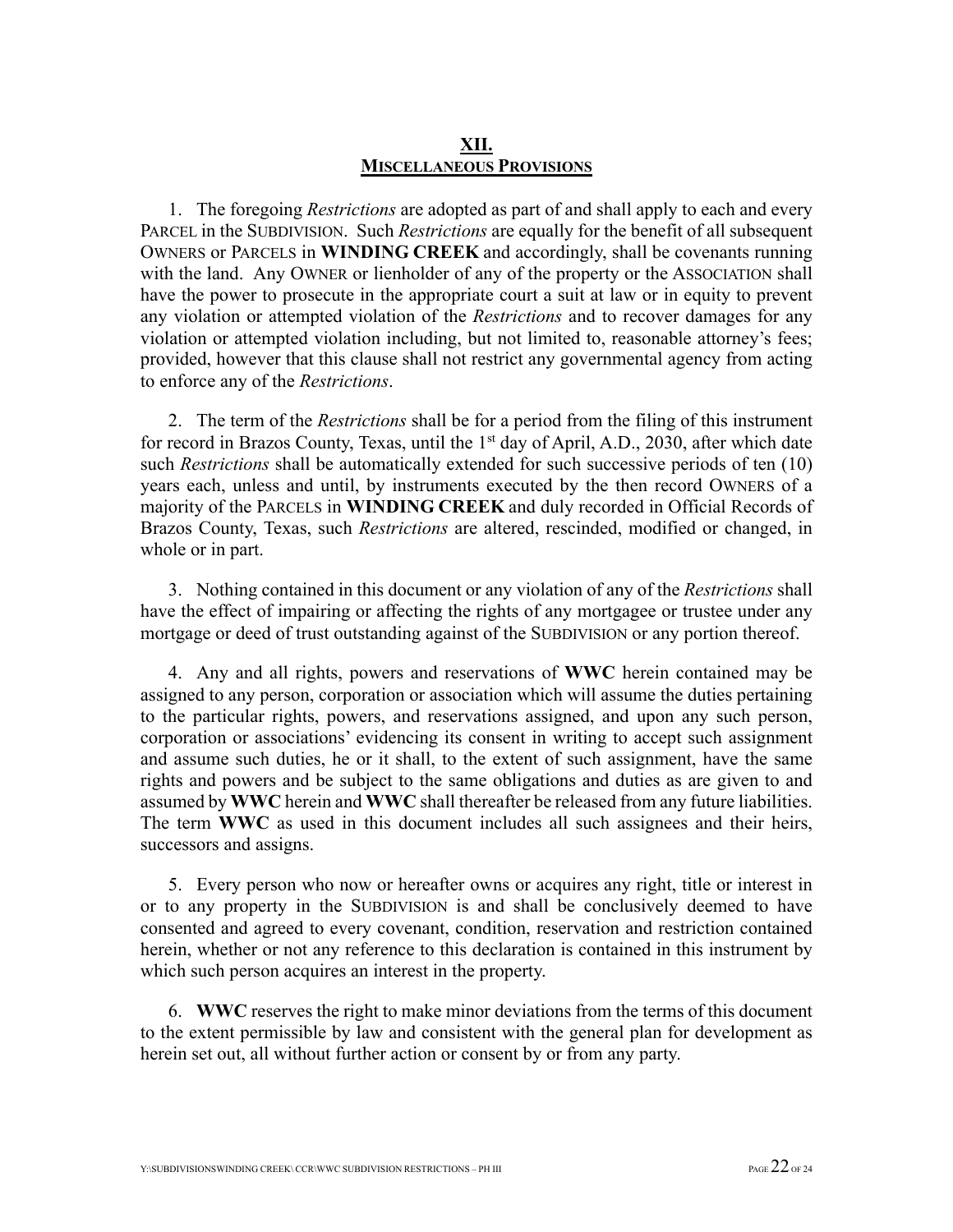## XII.
## MISCELLANEOUS PROVISIONS

1. The foregoing *Restrictions* are adopted as part of and shall apply to each and every PARCEL in the SUBDIVISION. Such *Restrictions* are equally for the benefit of all subsequent OWNERS or PARCELS in **WINDING CREEK** and accordingly, shall be covenants running with the land. Any OWNER or lienholder of any of the property or the ASSOCIATION shall have the power to prosecute in the appropriate court a suit at law or in equity to prevent any violation or attempted violation of the *Restrictions* and to recover damages for any violation or attempted violation including, but not limited to, reasonable attorney's fees; provided, however that this clause shall not restrict any governmental agency from acting to enforce any of the *Restrictions*.

2. The term of the *Restrictions* shall be for a period from the filing of this instrument for record in Brazos County, Texas, until the 1st day of April, A.D., 2030, after which date such *Restrictions* shall be automatically extended for such successive periods of ten (10) years each, unless and until, by instruments executed by the then record OWNERS of a majority of the PARCELS in **WINDING CREEK** and duly recorded in Official Records of Brazos County, Texas, such *Restrictions* are altered, rescinded, modified or changed, in whole or in part.

3. Nothing contained in this document or any violation of any of the *Restrictions* shall have the effect of impairing or affecting the rights of any mortgagee or trustee under any mortgage or deed of trust outstanding against of the SUBDIVISION or any portion thereof.

4. Any and all rights, powers and reservations of **WWC** herein contained may be assigned to any person, corporation or association which will assume the duties pertaining to the particular rights, powers, and reservations assigned, and upon any such person, corporation or associations' evidencing its consent in writing to accept such assignment and assume such duties, he or it shall, to the extent of such assignment, have the same rights and powers and be subject to the same obligations and duties as are given to and assumed by **WWC** herein and **WWC** shall thereafter be released from any future liabilities. The term **WWC** as used in this document includes all such assignees and their heirs, successors and assigns.

5. Every person who now or hereafter owns or acquires any right, title or interest in or to any property in the SUBDIVISION is and shall be conclusively deemed to have consented and agreed to every covenant, condition, reservation and restriction contained herein, whether or not any reference to this declaration is contained in this instrument by which such person acquires an interest in the property.

6. **WWC** reserves the right to make minor deviations from the terms of this document to the extent permissible by law and consistent with the general plan for development as herein set out, all without further action or consent by or from any party.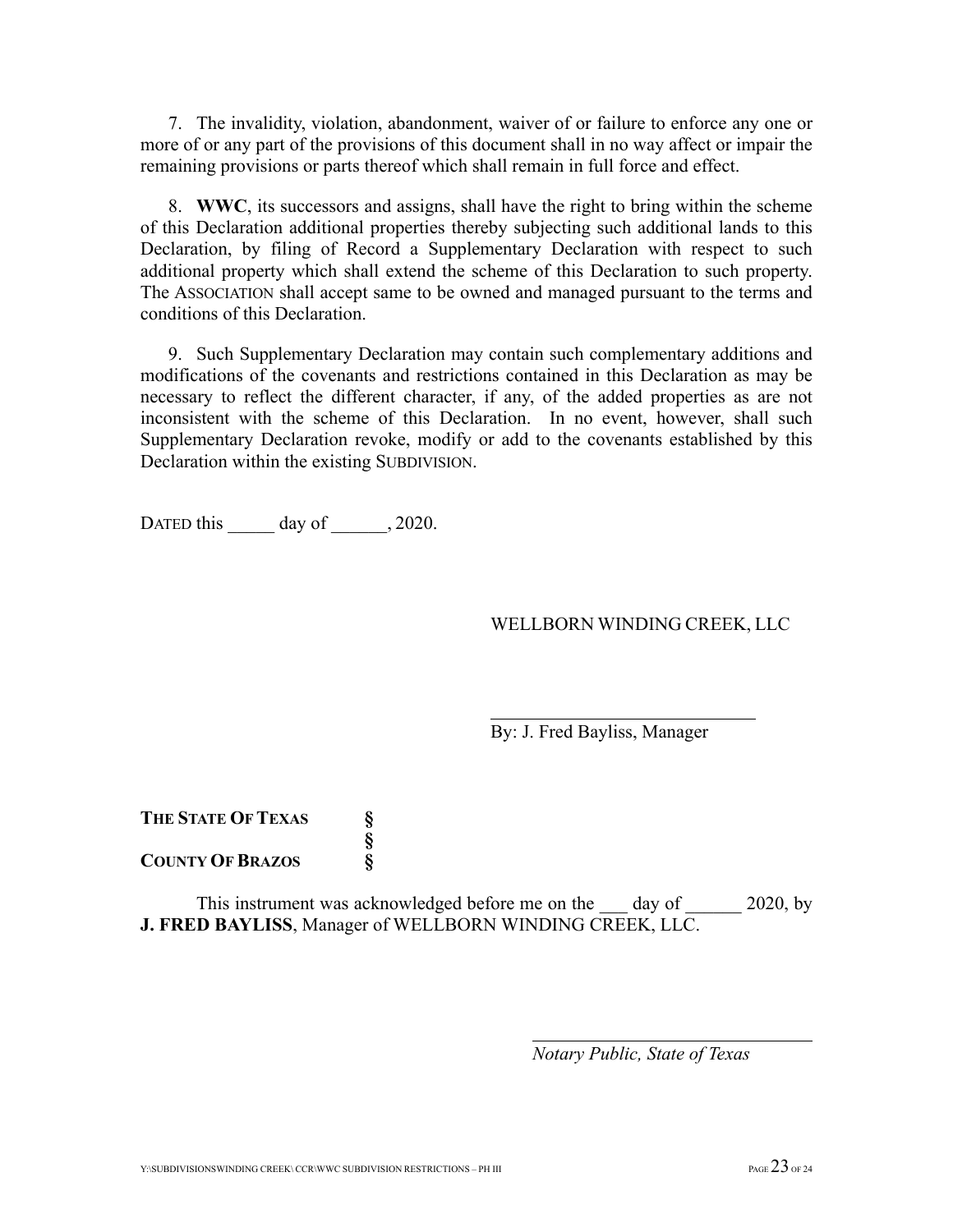7. The invalidity, violation, abandonment, waiver of or failure to enforce any one or more of or any part of the provisions of this document shall in no way affect or impair the remaining provisions or parts thereof which shall remain in full force and effect.

8. **WWC**, its successors and assigns, shall have the right to bring within the scheme of this Declaration additional properties thereby subjecting such additional lands to this Declaration, by filing of Record a Supplementary Declaration with respect to such additional property which shall extend the scheme of this Declaration to such property. The ASSOCIATION shall accept same to be owned and managed pursuant to the terms and conditions of this Declaration.

9. Such Supplementary Declaration may contain such complementary additions and modifications of the covenants and restrictions contained in this Declaration as may be necessary to reflect the different character, if any, of the added properties as are not inconsistent with the scheme of this Declaration. In no event, however, shall such Supplementary Declaration revoke, modify or add to the covenants established by this Declaration within the existing SUBDIVISION.

DATED this _____ day of ______, 2020.

WELLBORN WINDING CREEK, LLC

\_\_\_\_\_\_\_\_\_\_\_\_\_\_\_\_\_\_\_\_\_\_\_\_\_\_\_\_\_\_
By: J. Fred Bayliss, Manager

**THE STATE OF TEXAS** §
§
**COUNTY OF BRAZOS** §

This instrument was acknowledged before me on the ___ day of ______ 2020, by **J. FRED BAYLISS**, Manager of WELLBORN WINDING CREEK, LLC.

\_\_\_\_\_\_\_\_\_\_\_\_\_\_\_\_\_\_\_\_\_\_\_\_\_\_\_\_\_\_
*Notary Public, State of Texas*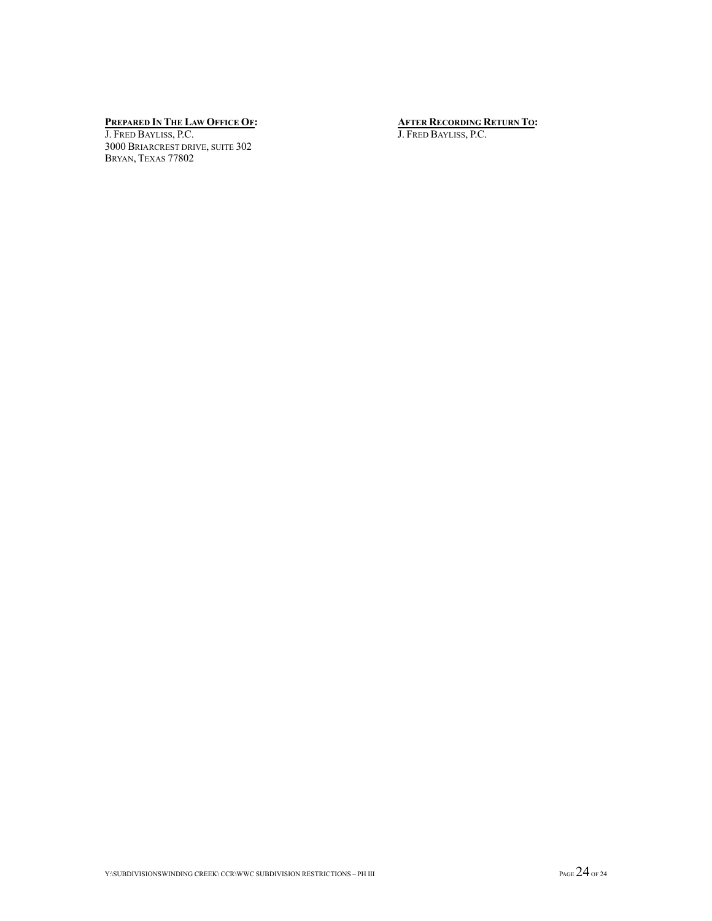**PREPARED IN THE LAW OFFICE OF:**
J. FRED BAYLISS, P.C.
3000 BRIARCREST DRIVE, SUITE 302
BRYAN, TEXAS 77802

**AFTER RECORDING RETURN TO:**
J. FRED BAYLISS, P.C.